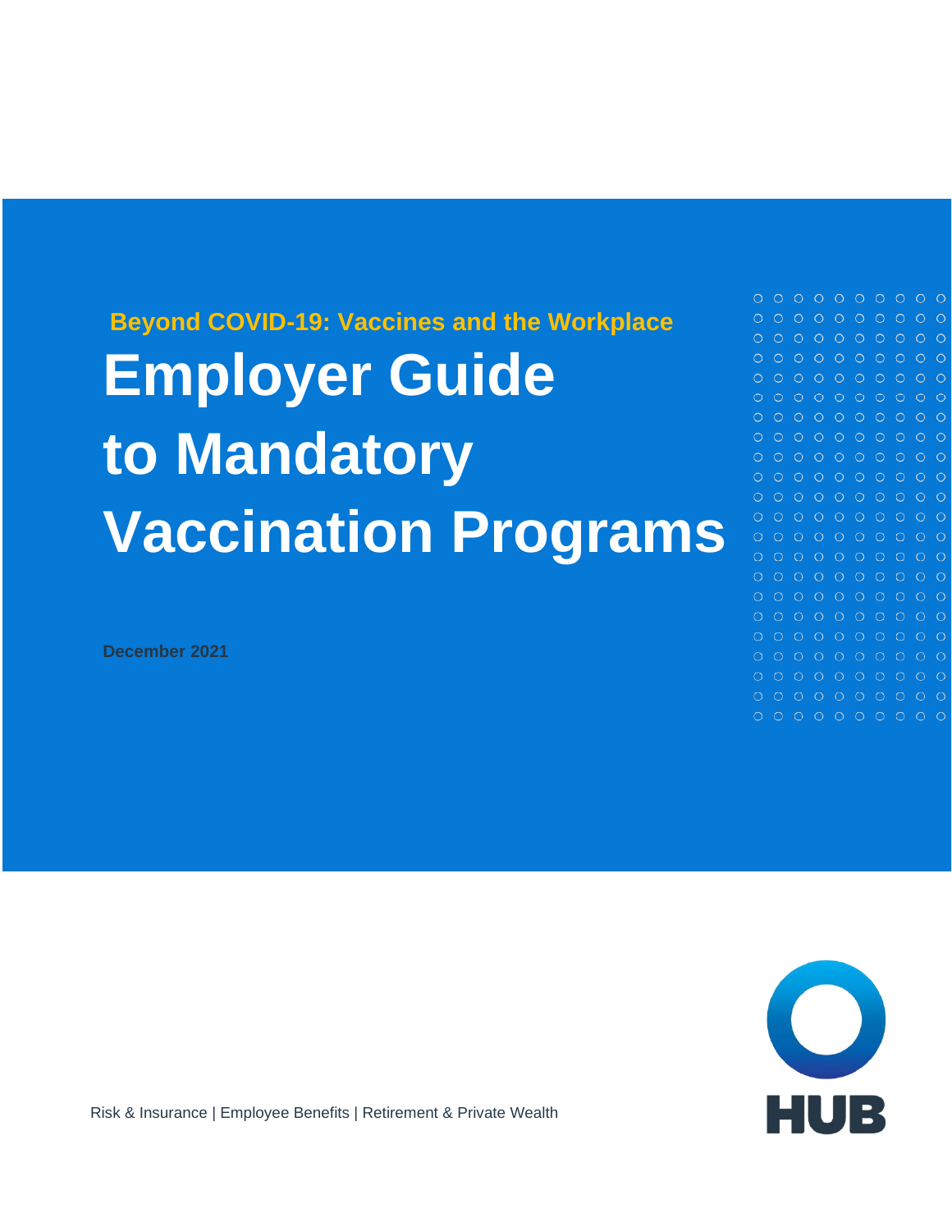**Beyond COVID-19: Vaccines and the Workplace**

# Employer Guide to Mandatory Vaccination Programs

**December 2021**

Risk & Insurance | Employee Benefits | Retirement & Private Wealth

HUB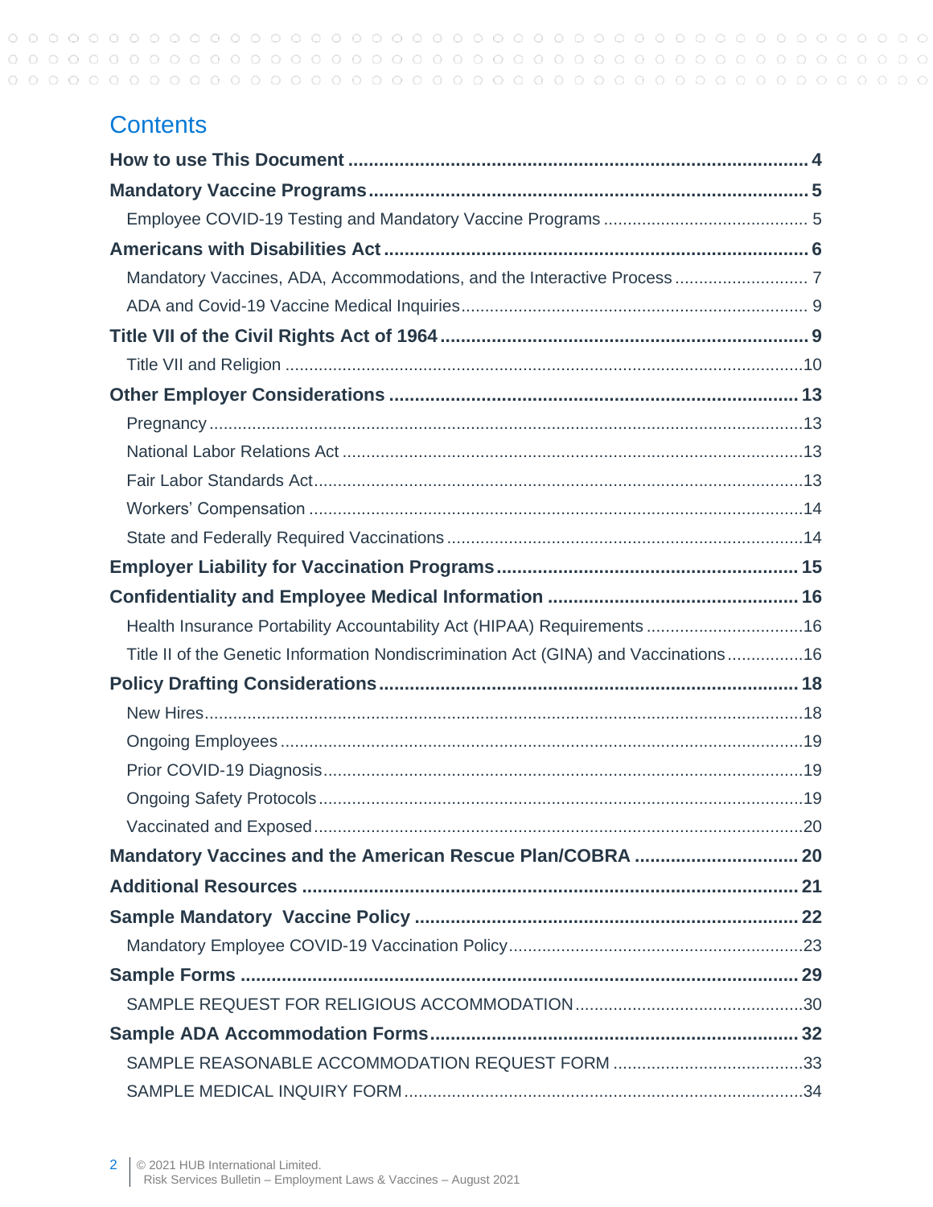# Contents

**How to use This Document** ........................................................................................ **4**

**Mandatory Vaccine Programs** ....................................................................................... **5**

- Employee COVID-19 Testing and Mandatory Vaccine Programs ........................................... 5

**Americans with Disabilities Act** .................................................................................... **6**

- Mandatory Vaccines, ADA, Accommodations, and the Interactive Process ............................ 7
- ADA and Covid-19 Vaccine Medical Inquiries ........................................................................ 9

**Title VII of the Civil Rights Act of 1964** ........................................................................ **9**

- Title VII and Religion ...........................................................................................................10

**Other Employer Considerations** ................................................................................... **13**

- Pregnancy ...........................................................................................................................13
- National Labor Relations Act ...............................................................................................13
- Fair Labor Standards Act .....................................................................................................13
- Workers' Compensation ......................................................................................................14
- State and Federally Required Vaccinations .........................................................................14

**Employer Liability for Vaccination Programs** .............................................................. **15**

**Confidentiality and Employee Medical Information** ..................................................... **16**

- Health Insurance Portability Accountability Act (HIPAA) Requirements ................................16
- Title II of the Genetic Information Nondiscrimination Act (GINA) and Vaccinations ................16

**Policy Drafting Considerations** .................................................................................... **18**

- New Hires ...........................................................................................................................18
- Ongoing Employees ............................................................................................................19
- Prior COVID-19 Diagnosis ...................................................................................................19
- Ongoing Safety Protocols ....................................................................................................19
- Vaccinated and Exposed .....................................................................................................20

**Mandatory Vaccines and the American Rescue Plan/COBRA** .................................... **20**

**Additional Resources** .................................................................................................... **21**

**Sample Mandatory Vaccine Policy** ............................................................................... **22**

- Mandatory Employee COVID-19 Vaccination Policy .............................................................23

**Sample Forms** ............................................................................................................... **29**

- SAMPLE REQUEST FOR RELIGIOUS ACCOMMODATION ...............................................30

**Sample ADA Accommodation Forms** ........................................................................... **32**

- SAMPLE REASONABLE ACCOMMODATION REQUEST FORM .......................................33
- SAMPLE MEDICAL INQUIRY FORM ..................................................................................34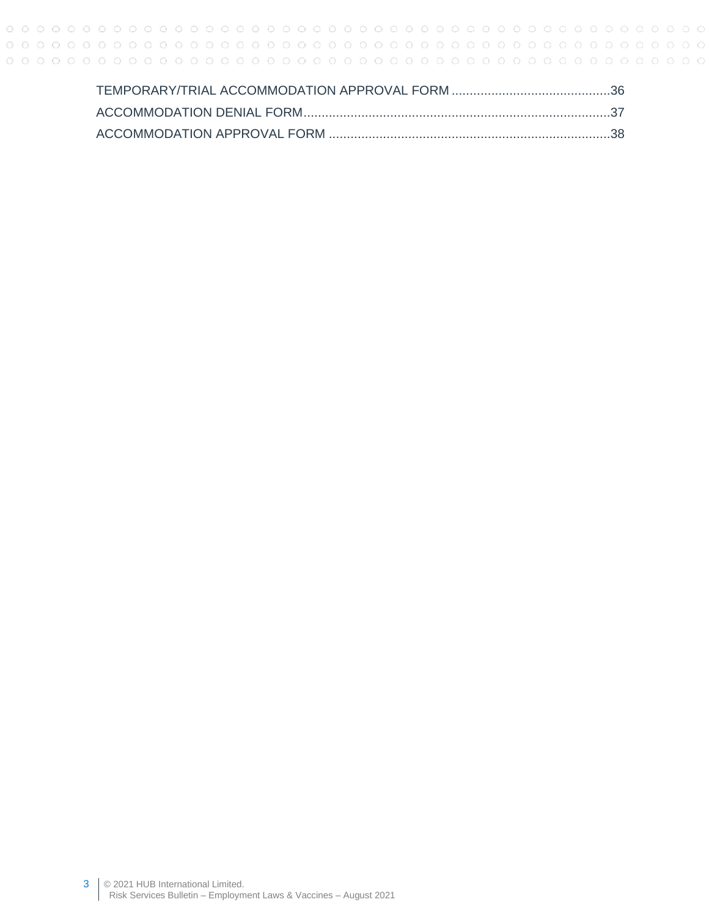TEMPORARY/TRIAL ACCOMMODATION APPROVAL FORM ............................................36

ACCOMMODATION DENIAL FORM......................................................................................37

ACCOMMODATION APPROVAL FORM .............................................................................38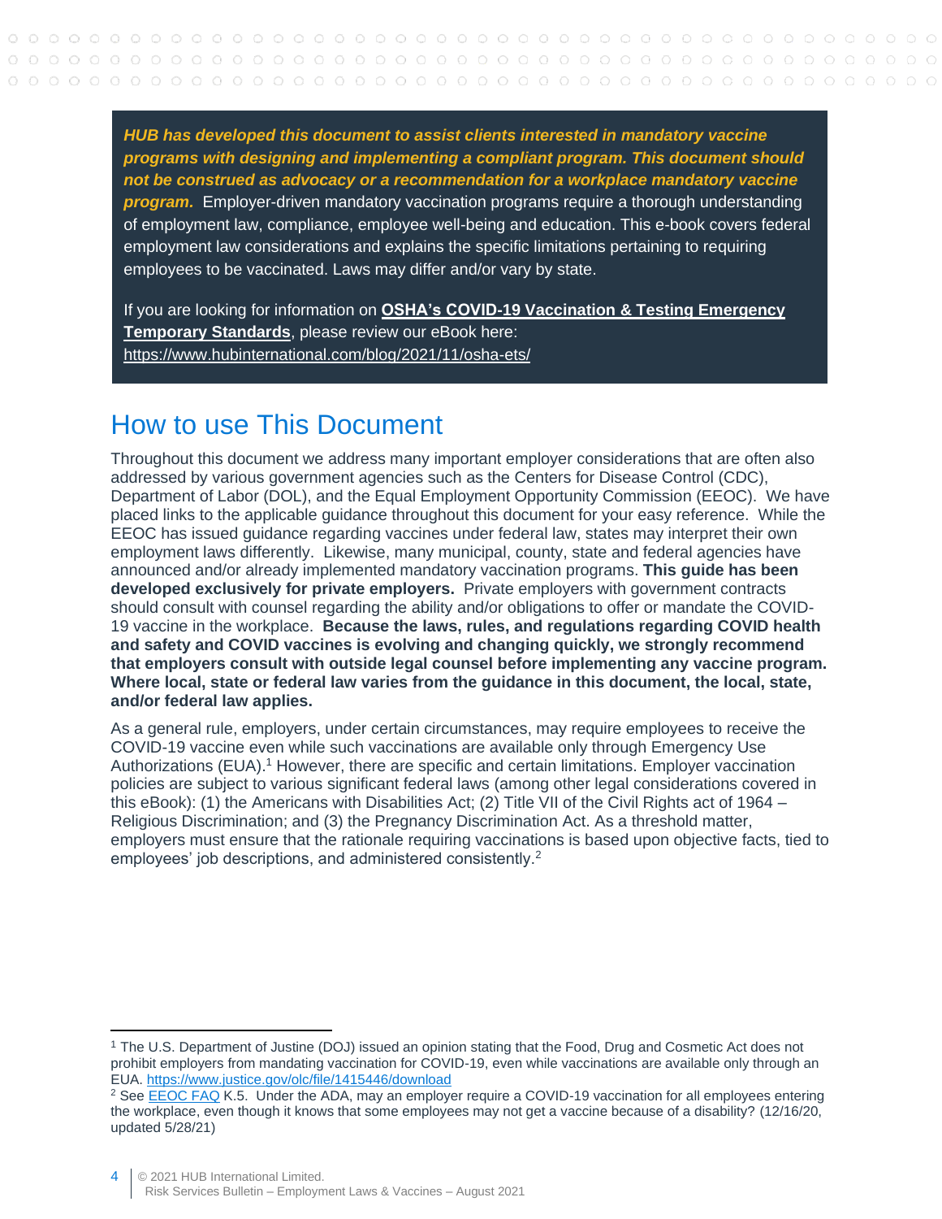***HUB has developed this document to assist clients interested in mandatory vaccine programs with designing and implementing a compliant program. This document should not be construed as advocacy or a recommendation for a workplace mandatory vaccine program.*** Employer-driven mandatory vaccination programs require a thorough understanding of employment law, compliance, employee well-being and education. This e-book covers federal employment law considerations and explains the specific limitations pertaining to requiring employees to be vaccinated. Laws may differ and/or vary by state.

If you are looking for information on **OSHA's COVID-19 Vaccination & Testing Emergency Temporary Standards**, please review our eBook here: https://www.hubinternational.com/blog/2021/11/osha-ets/

# How to use This Document

Throughout this document we address many important employer considerations that are often also addressed by various government agencies such as the Centers for Disease Control (CDC), Department of Labor (DOL), and the Equal Employment Opportunity Commission (EEOC). We have placed links to the applicable guidance throughout this document for your easy reference. While the EEOC has issued guidance regarding vaccines under federal law, states may interpret their own employment laws differently. Likewise, many municipal, county, state and federal agencies have announced and/or already implemented mandatory vaccination programs. **This guide has been developed exclusively for private employers.** Private employers with government contracts should consult with counsel regarding the ability and/or obligations to offer or mandate the COVID-19 vaccine in the workplace. **Because the laws, rules, and regulations regarding COVID health and safety and COVID vaccines is evolving and changing quickly, we strongly recommend that employers consult with outside legal counsel before implementing any vaccine program. Where local, state or federal law varies from the guidance in this document, the local, state, and/or federal law applies.**

As a general rule, employers, under certain circumstances, may require employees to receive the COVID-19 vaccine even while such vaccinations are available only through Emergency Use Authorizations (EUA).[1] However, there are specific and certain limitations. Employer vaccination policies are subject to various significant federal laws (among other legal considerations covered in this eBook): (1) the Americans with Disabilities Act; (2) Title VII of the Civil Rights act of 1964 – Religious Discrimination; and (3) the Pregnancy Discrimination Act. As a threshold matter, employers must ensure that the rationale requiring vaccinations is based upon objective facts, tied to employees' job descriptions, and administered consistently.[2]

---

[1] The U.S. Department of Justine (DOJ) issued an opinion stating that the Food, Drug and Cosmetic Act does not prohibit employers from mandating vaccination for COVID-19, even while vaccinations are available only through an EUA. https://www.justice.gov/olc/file/1415446/download

[2] See EEOC FAQ K.5. Under the ADA, may an employer require a COVID-19 vaccination for all employees entering the workplace, even though it knows that some employees may not get a vaccine because of a disability? (12/16/20, updated 5/28/21)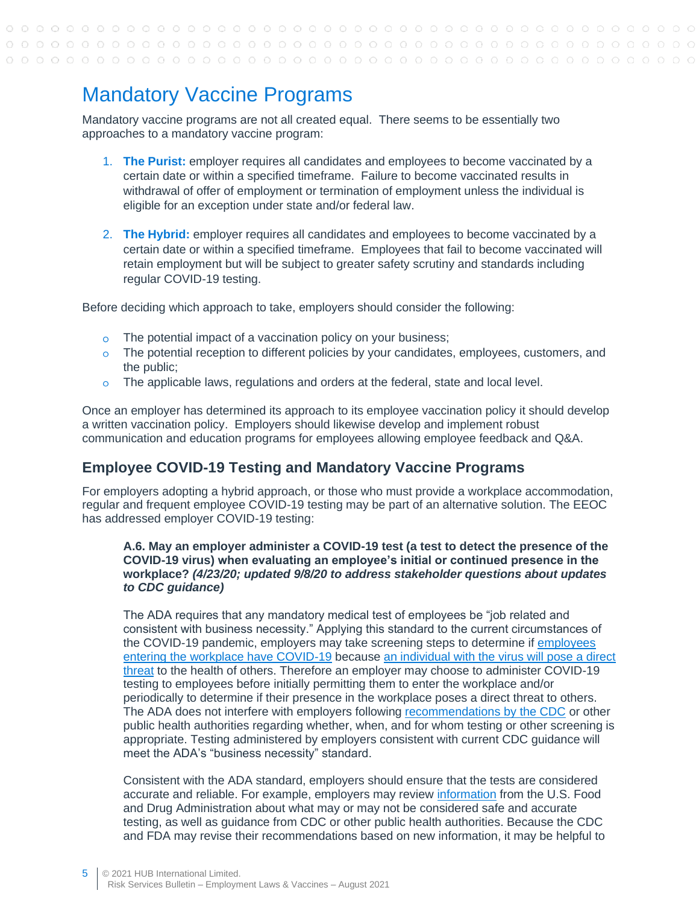# Mandatory Vaccine Programs

Mandatory vaccine programs are not all created equal. There seems to be essentially two approaches to a mandatory vaccine program:

1. **The Purist:** employer requires all candidates and employees to become vaccinated by a certain date or within a specified timeframe. Failure to become vaccinated results in withdrawal of offer of employment or termination of employment unless the individual is eligible for an exception under state and/or federal law.

2. **The Hybrid:** employer requires all candidates and employees to become vaccinated by a certain date or within a specified timeframe. Employees that fail to become vaccinated will retain employment but will be subject to greater safety scrutiny and standards including regular COVID-19 testing.

Before deciding which approach to take, employers should consider the following:

- The potential impact of a vaccination policy on your business;
- The potential reception to different policies by your candidates, employees, customers, and the public;
- The applicable laws, regulations and orders at the federal, state and local level.

Once an employer has determined its approach to its employee vaccination policy it should develop a written vaccination policy. Employers should likewise develop and implement robust communication and education programs for employees allowing employee feedback and Q&A.

## Employee COVID-19 Testing and Mandatory Vaccine Programs

For employers adopting a hybrid approach, or those who must provide a workplace accommodation, regular and frequent employee COVID-19 testing may be part of an alternative solution. The EEOC has addressed employer COVID-19 testing:

> **A.6. May an employer administer a COVID-19 test (a test to detect the presence of the COVID-19 virus) when evaluating an employee's initial or continued presence in the workplace? *(4/23/20; updated 9/8/20 to address stakeholder questions about updates to CDC guidance)***
>
> The ADA requires that any mandatory medical test of employees be "job related and consistent with business necessity." Applying this standard to the current circumstances of the COVID-19 pandemic, employers may take screening steps to determine if employees entering the workplace have COVID-19 because an individual with the virus will pose a direct threat to the health of others. Therefore an employer may choose to administer COVID-19 testing to employees before initially permitting them to enter the workplace and/or periodically to determine if their presence in the workplace poses a direct threat to others. The ADA does not interfere with employers following recommendations by the CDC or other public health authorities regarding whether, when, and for whom testing or other screening is appropriate. Testing administered by employers consistent with current CDC guidance will meet the ADA's "business necessity" standard.
>
> Consistent with the ADA standard, employers should ensure that the tests are considered accurate and reliable. For example, employers may review information from the U.S. Food and Drug Administration about what may or may not be considered safe and accurate testing, as well as guidance from CDC or other public health authorities. Because the CDC and FDA may revise their recommendations based on new information, it may be helpful to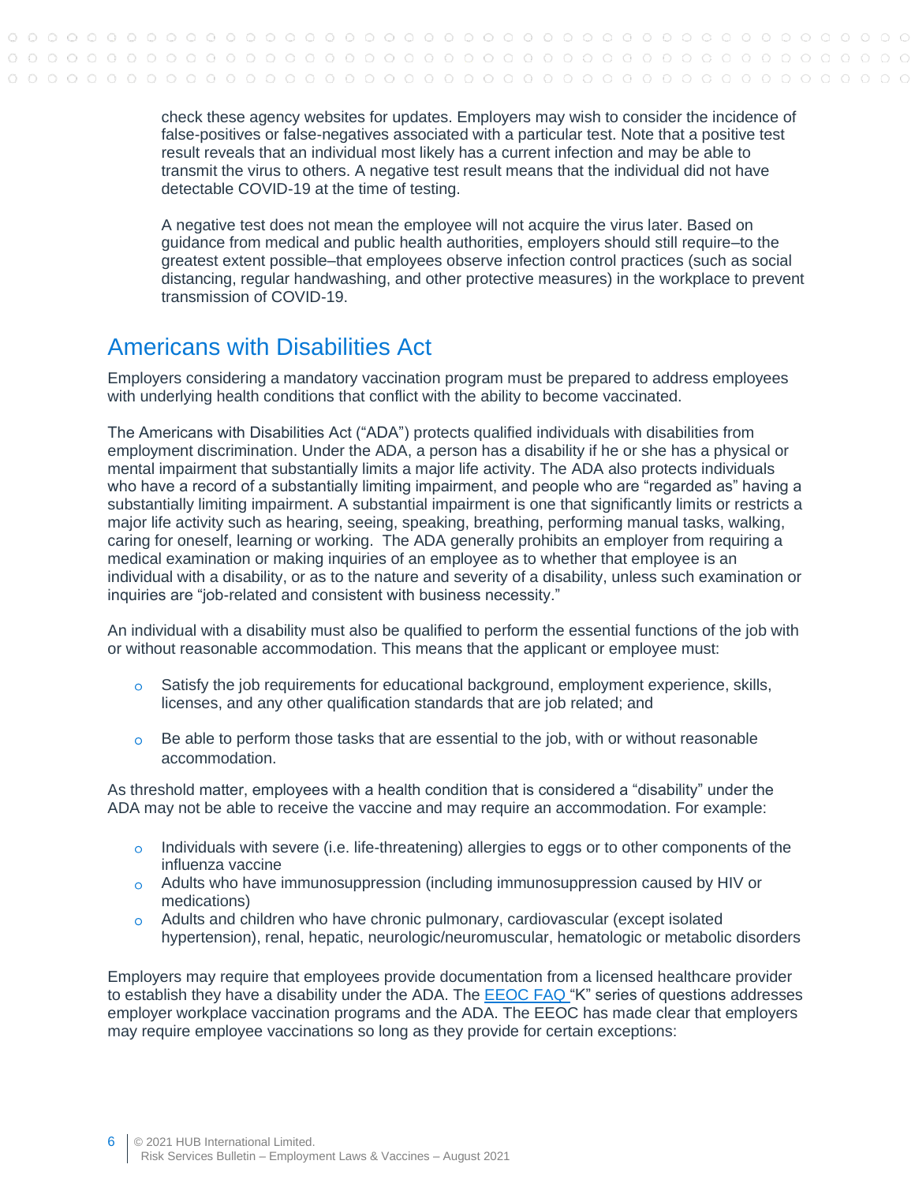check these agency websites for updates. Employers may wish to consider the incidence of false-positives or false-negatives associated with a particular test. Note that a positive test result reveals that an individual most likely has a current infection and may be able to transmit the virus to others. A negative test result means that the individual did not have detectable COVID-19 at the time of testing.

A negative test does not mean the employee will not acquire the virus later. Based on guidance from medical and public health authorities, employers should still require–to the greatest extent possible–that employees observe infection control practices (such as social distancing, regular handwashing, and other protective measures) in the workplace to prevent transmission of COVID-19.

## Americans with Disabilities Act

Employers considering a mandatory vaccination program must be prepared to address employees with underlying health conditions that conflict with the ability to become vaccinated.

The Americans with Disabilities Act ("ADA") protects qualified individuals with disabilities from employment discrimination. Under the ADA, a person has a disability if he or she has a physical or mental impairment that substantially limits a major life activity. The ADA also protects individuals who have a record of a substantially limiting impairment, and people who are "regarded as" having a substantially limiting impairment. A substantial impairment is one that significantly limits or restricts a major life activity such as hearing, seeing, speaking, breathing, performing manual tasks, walking, caring for oneself, learning or working. The ADA generally prohibits an employer from requiring a medical examination or making inquiries of an employee as to whether that employee is an individual with a disability, or as to the nature and severity of a disability, unless such examination or inquiries are "job-related and consistent with business necessity."

An individual with a disability must also be qualified to perform the essential functions of the job with or without reasonable accommodation. This means that the applicant or employee must:

- Satisfy the job requirements for educational background, employment experience, skills, licenses, and any other qualification standards that are job related; and
- Be able to perform those tasks that are essential to the job, with or without reasonable accommodation.

As threshold matter, employees with a health condition that is considered a "disability" under the ADA may not be able to receive the vaccine and may require an accommodation. For example:

- Individuals with severe (i.e. life-threatening) allergies to eggs or to other components of the influenza vaccine
- Adults who have immunosuppression (including immunosuppression caused by HIV or medications)
- Adults and children who have chronic pulmonary, cardiovascular (except isolated hypertension), renal, hepatic, neurologic/neuromuscular, hematologic or metabolic disorders

Employers may require that employees provide documentation from a licensed healthcare provider to establish they have a disability under the ADA. The EEOC FAQ "K" series of questions addresses employer workplace vaccination programs and the ADA. The EEOC has made clear that employers may require employee vaccinations so long as they provide for certain exceptions: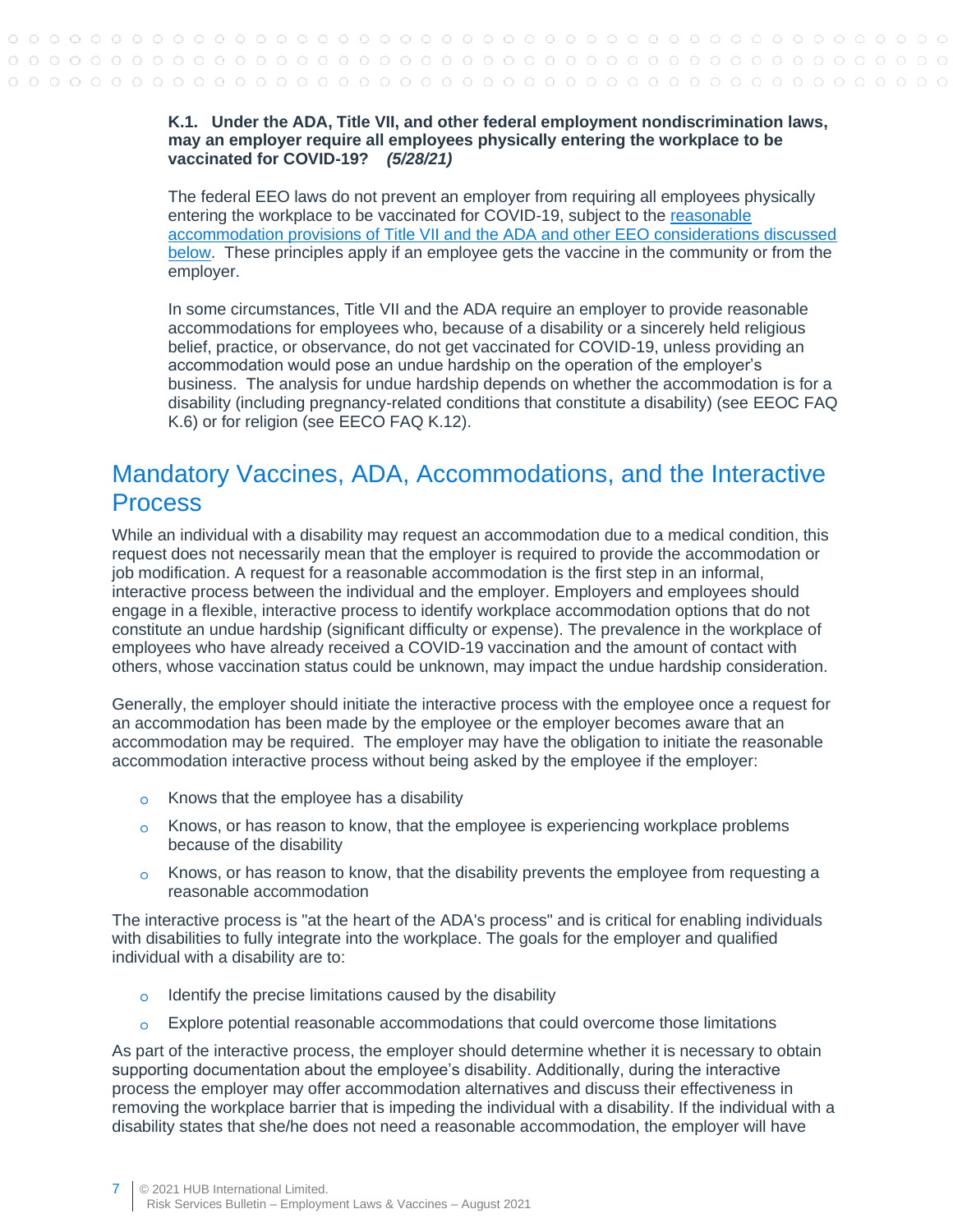**K.1. Under the ADA, Title VII, and other federal employment nondiscrimination laws, may an employer require all employees physically entering the workplace to be vaccinated for COVID-19?** ***(5/28/21)***

The federal EEO laws do not prevent an employer from requiring all employees physically entering the workplace to be vaccinated for COVID-19, subject to the reasonable accommodation provisions of Title VII and the ADA and other EEO considerations discussed below. These principles apply if an employee gets the vaccine in the community or from the employer.

In some circumstances, Title VII and the ADA require an employer to provide reasonable accommodations for employees who, because of a disability or a sincerely held religious belief, practice, or observance, do not get vaccinated for COVID-19, unless providing an accommodation would pose an undue hardship on the operation of the employer's business. The analysis for undue hardship depends on whether the accommodation is for a disability (including pregnancy-related conditions that constitute a disability) (see EEOC FAQ K.6) or for religion (see EECO FAQ K.12).

## Mandatory Vaccines, ADA, Accommodations, and the Interactive Process

While an individual with a disability may request an accommodation due to a medical condition, this request does not necessarily mean that the employer is required to provide the accommodation or job modification. A request for a reasonable accommodation is the first step in an informal, interactive process between the individual and the employer. Employers and employees should engage in a flexible, interactive process to identify workplace accommodation options that do not constitute an undue hardship (significant difficulty or expense). The prevalence in the workplace of employees who have already received a COVID-19 vaccination and the amount of contact with others, whose vaccination status could be unknown, may impact the undue hardship consideration.

Generally, the employer should initiate the interactive process with the employee once a request for an accommodation has been made by the employee or the employer becomes aware that an accommodation may be required. The employer may have the obligation to initiate the reasonable accommodation interactive process without being asked by the employee if the employer:

- Knows that the employee has a disability
- Knows, or has reason to know, that the employee is experiencing workplace problems because of the disability
- Knows, or has reason to know, that the disability prevents the employee from requesting a reasonable accommodation

The interactive process is "at the heart of the ADA's process" and is critical for enabling individuals with disabilities to fully integrate into the workplace. The goals for the employer and qualified individual with a disability are to:

- Identify the precise limitations caused by the disability
- Explore potential reasonable accommodations that could overcome those limitations

As part of the interactive process, the employer should determine whether it is necessary to obtain supporting documentation about the employee's disability. Additionally, during the interactive process the employer may offer accommodation alternatives and discuss their effectiveness in removing the workplace barrier that is impeding the individual with a disability. If the individual with a disability states that she/he does not need a reasonable accommodation, the employer will have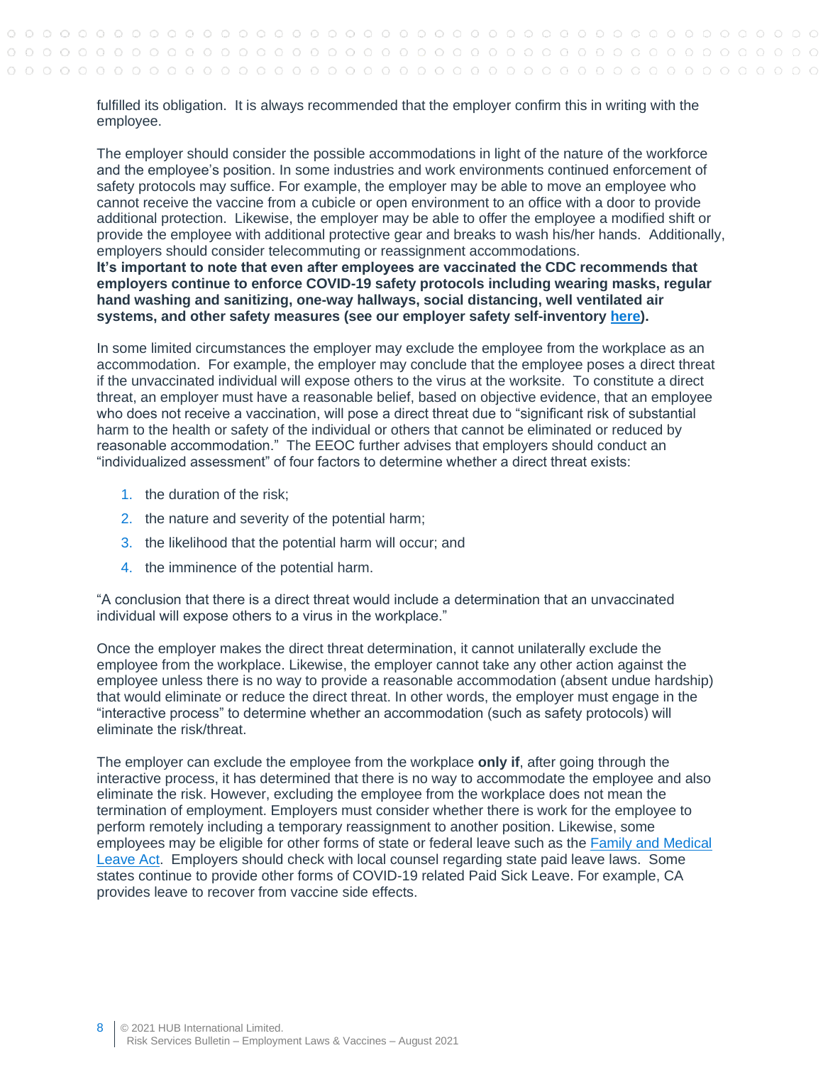fulfilled its obligation. It is always recommended that the employer confirm this in writing with the employee.

The employer should consider the possible accommodations in light of the nature of the workforce and the employee's position. In some industries and work environments continued enforcement of safety protocols may suffice. For example, the employer may be able to move an employee who cannot receive the vaccine from a cubicle or open environment to an office with a door to provide additional protection. Likewise, the employer may be able to offer the employee a modified shift or provide the employee with additional protective gear and breaks to wash his/her hands. Additionally, employers should consider telecommuting or reassignment accommodations.
**It's important to note that even after employees are vaccinated the CDC recommends that employers continue to enforce COVID-19 safety protocols including wearing masks, regular hand washing and sanitizing, one-way hallways, social distancing, well ventilated air systems, and other safety measures (see our employer safety self-inventory [here](#)).**

In some limited circumstances the employer may exclude the employee from the workplace as an accommodation. For example, the employer may conclude that the employee poses a direct threat if the unvaccinated individual will expose others to the virus at the worksite. To constitute a direct threat, an employer must have a reasonable belief, based on objective evidence, that an employee who does not receive a vaccination, will pose a direct threat due to "significant risk of substantial harm to the health or safety of the individual or others that cannot be eliminated or reduced by reasonable accommodation." The EEOC further advises that employers should conduct an "individualized assessment" of four factors to determine whether a direct threat exists:

1. the duration of the risk;
2. the nature and severity of the potential harm;
3. the likelihood that the potential harm will occur; and
4. the imminence of the potential harm.

"A conclusion that there is a direct threat would include a determination that an unvaccinated individual will expose others to a virus in the workplace."

Once the employer makes the direct threat determination, it cannot unilaterally exclude the employee from the workplace. Likewise, the employer cannot take any other action against the employee unless there is no way to provide a reasonable accommodation (absent undue hardship) that would eliminate or reduce the direct threat. In other words, the employer must engage in the "interactive process" to determine whether an accommodation (such as safety protocols) will eliminate the risk/threat.

The employer can exclude the employee from the workplace **only if**, after going through the interactive process, it has determined that there is no way to accommodate the employee and also eliminate the risk. However, excluding the employee from the workplace does not mean the termination of employment. Employers must consider whether there is work for the employee to perform remotely including a temporary reassignment to another position. Likewise, some employees may be eligible for other forms of state or federal leave such as the [Family and Medical Leave Act](#). Employers should check with local counsel regarding state paid leave laws. Some states continue to provide other forms of COVID-19 related Paid Sick Leave. For example, CA provides leave to recover from vaccine side effects.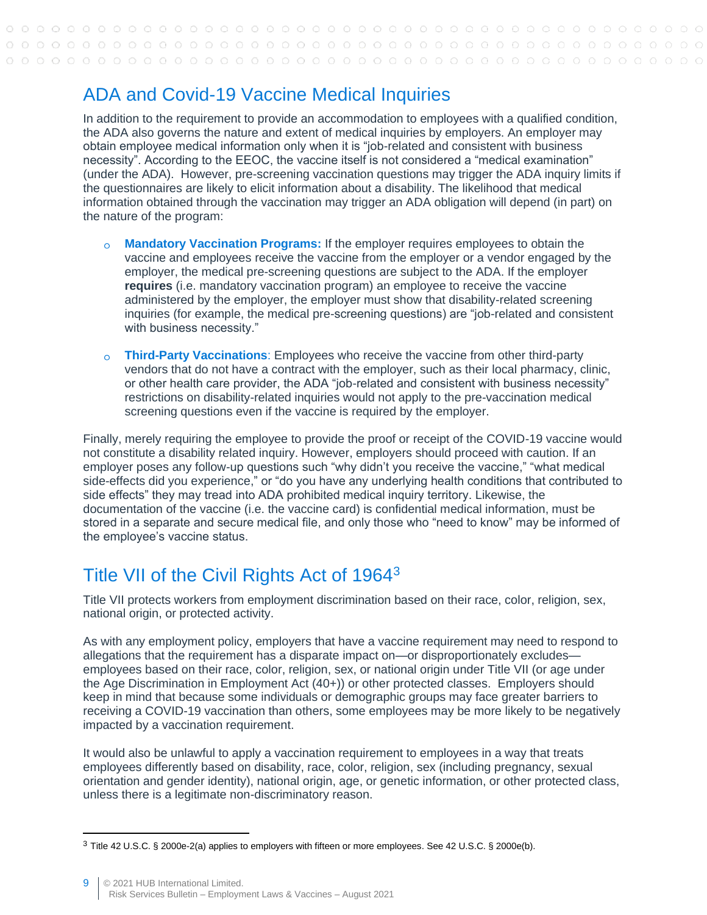## ADA and Covid-19 Vaccine Medical Inquiries

In addition to the requirement to provide an accommodation to employees with a qualified condition, the ADA also governs the nature and extent of medical inquiries by employers. An employer may obtain employee medical information only when it is "job-related and consistent with business necessity". According to the EEOC, the vaccine itself is not considered a "medical examination" (under the ADA). However, pre-screening vaccination questions may trigger the ADA inquiry limits if the questionnaires are likely to elicit information about a disability. The likelihood that medical information obtained through the vaccination may trigger an ADA obligation will depend (in part) on the nature of the program:

- **Mandatory Vaccination Programs:** If the employer requires employees to obtain the vaccine and employees receive the vaccine from the employer or a vendor engaged by the employer, the medical pre-screening questions are subject to the ADA. If the employer **requires** (i.e. mandatory vaccination program) an employee to receive the vaccine administered by the employer, the employer must show that disability-related screening inquiries (for example, the medical pre-screening questions) are "job-related and consistent with business necessity."

- **Third-Party Vaccinations**: Employees who receive the vaccine from other third-party vendors that do not have a contract with the employer, such as their local pharmacy, clinic, or other health care provider, the ADA "job-related and consistent with business necessity" restrictions on disability-related inquiries would not apply to the pre-vaccination medical screening questions even if the vaccine is required by the employer.

Finally, merely requiring the employee to provide the proof or receipt of the COVID-19 vaccine would not constitute a disability related inquiry. However, employers should proceed with caution. If an employer poses any follow-up questions such "why didn't you receive the vaccine," "what medical side-effects did you experience," or "do you have any underlying health conditions that contributed to side effects" they may tread into ADA prohibited medical inquiry territory. Likewise, the documentation of the vaccine (i.e. the vaccine card) is confidential medical information, must be stored in a separate and secure medical file, and only those who "need to know" may be informed of the employee's vaccine status.

## Title VII of the Civil Rights Act of 1964[3]

Title VII protects workers from employment discrimination based on their race, color, religion, sex, national origin, or protected activity.

As with any employment policy, employers that have a vaccine requirement may need to respond to allegations that the requirement has a disparate impact on—or disproportionately excludes—employees based on their race, color, religion, sex, or national origin under Title VII (or age under the Age Discrimination in Employment Act (40+)) or other protected classes. Employers should keep in mind that because some individuals or demographic groups may face greater barriers to receiving a COVID-19 vaccination than others, some employees may be more likely to be negatively impacted by a vaccination requirement.

It would also be unlawful to apply a vaccination requirement to employees in a way that treats employees differently based on disability, race, color, religion, sex (including pregnancy, sexual orientation and gender identity), national origin, age, or genetic information, or other protected class, unless there is a legitimate non-discriminatory reason.

---

[3] Title 42 U.S.C. § 2000e-2(a) applies to employers with fifteen or more employees. See 42 U.S.C. § 2000e(b).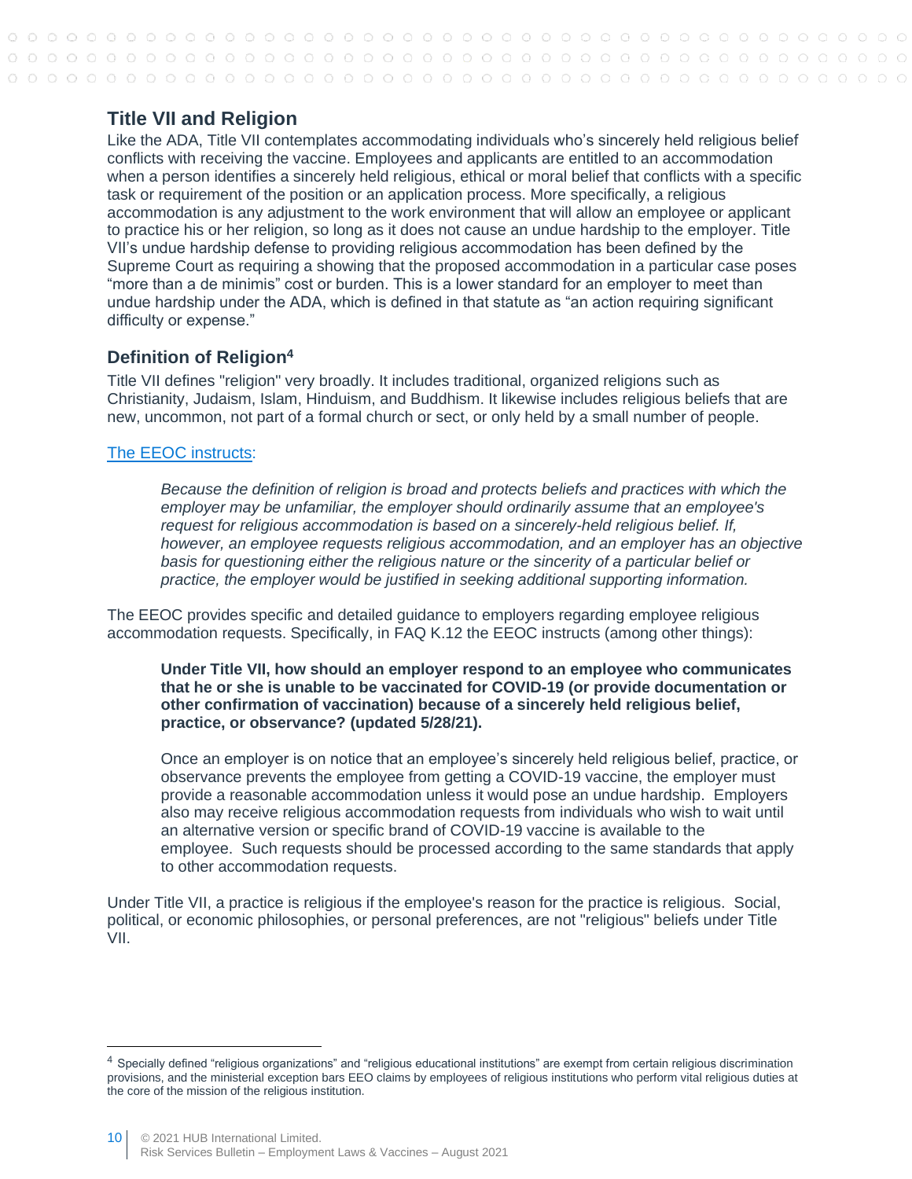## Title VII and Religion

Like the ADA, Title VII contemplates accommodating individuals who's sincerely held religious belief conflicts with receiving the vaccine. Employees and applicants are entitled to an accommodation when a person identifies a sincerely held religious, ethical or moral belief that conflicts with a specific task or requirement of the position or an application process. More specifically, a religious accommodation is any adjustment to the work environment that will allow an employee or applicant to practice his or her religion, so long as it does not cause an undue hardship to the employer. Title VII's undue hardship defense to providing religious accommodation has been defined by the Supreme Court as requiring a showing that the proposed accommodation in a particular case poses "more than a de minimis" cost or burden. This is a lower standard for an employer to meet than undue hardship under the ADA, which is defined in that statute as "an action requiring significant difficulty or expense."

### Definition of Religion[4]

Title VII defines "religion" very broadly. It includes traditional, organized religions such as Christianity, Judaism, Islam, Hinduism, and Buddhism. It likewise includes religious beliefs that are new, uncommon, not part of a formal church or sect, or only held by a small number of people.

The EEOC instructs:

> *Because the definition of religion is broad and protects beliefs and practices with which the employer may be unfamiliar, the employer should ordinarily assume that an employee's request for religious accommodation is based on a sincerely-held religious belief. If, however, an employee requests religious accommodation, and an employer has an objective basis for questioning either the religious nature or the sincerity of a particular belief or practice, the employer would be justified in seeking additional supporting information.*

The EEOC provides specific and detailed guidance to employers regarding employee religious accommodation requests. Specifically, in FAQ K.12 the EEOC instructs (among other things):

> **Under Title VII, how should an employer respond to an employee who communicates that he or she is unable to be vaccinated for COVID-19 (or provide documentation or other confirmation of vaccination) because of a sincerely held religious belief, practice, or observance? (updated 5/28/21).**
>
> Once an employer is on notice that an employee's sincerely held religious belief, practice, or observance prevents the employee from getting a COVID-19 vaccine, the employer must provide a reasonable accommodation unless it would pose an undue hardship. Employers also may receive religious accommodation requests from individuals who wish to wait until an alternative version or specific brand of COVID-19 vaccine is available to the employee. Such requests should be processed according to the same standards that apply to other accommodation requests.

Under Title VII, a practice is religious if the employee's reason for the practice is religious. Social, political, or economic philosophies, or personal preferences, are not "religious" beliefs under Title VII.

[4] Specially defined "religious organizations" and "religious educational institutions" are exempt from certain religious discrimination provisions, and the ministerial exception bars EEO claims by employees of religious institutions who perform vital religious duties at the core of the mission of the religious institution.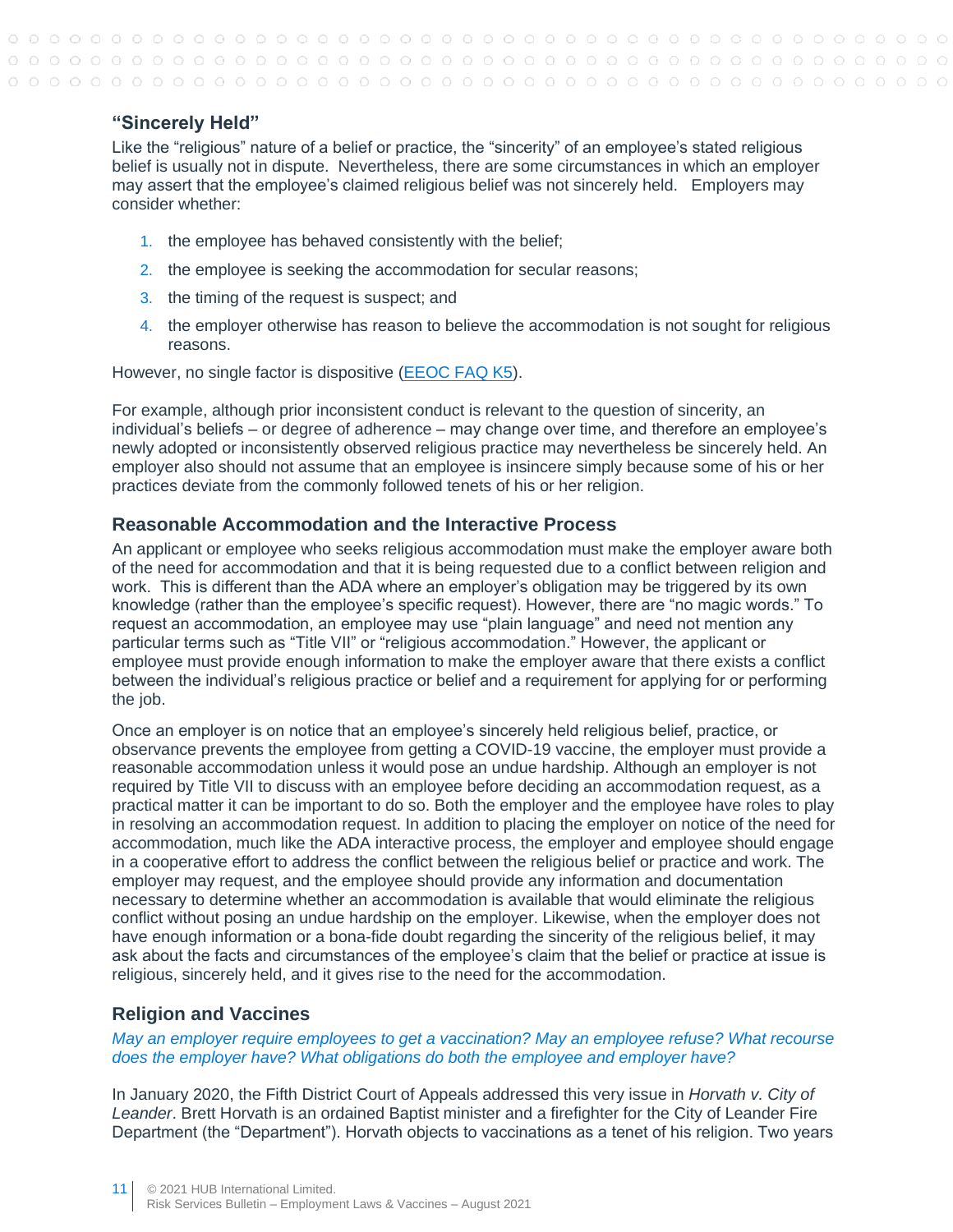### "Sincerely Held"

Like the "religious" nature of a belief or practice, the "sincerity" of an employee's stated religious belief is usually not in dispute. Nevertheless, there are some circumstances in which an employer may assert that the employee's claimed religious belief was not sincerely held. Employers may consider whether:

1. the employee has behaved consistently with the belief;
2. the employee is seeking the accommodation for secular reasons;
3. the timing of the request is suspect; and
4. the employer otherwise has reason to believe the accommodation is not sought for religious reasons.

However, no single factor is dispositive (EEOC FAQ K5).

For example, although prior inconsistent conduct is relevant to the question of sincerity, an individual's beliefs – or degree of adherence – may change over time, and therefore an employee's newly adopted or inconsistently observed religious practice may nevertheless be sincerely held. An employer also should not assume that an employee is insincere simply because some of his or her practices deviate from the commonly followed tenets of his or her religion.

### Reasonable Accommodation and the Interactive Process

An applicant or employee who seeks religious accommodation must make the employer aware both of the need for accommodation and that it is being requested due to a conflict between religion and work. This is different than the ADA where an employer's obligation may be triggered by its own knowledge (rather than the employee's specific request). However, there are "no magic words." To request an accommodation, an employee may use "plain language" and need not mention any particular terms such as "Title VII" or "religious accommodation." However, the applicant or employee must provide enough information to make the employer aware that there exists a conflict between the individual's religious practice or belief and a requirement for applying for or performing the job.

Once an employer is on notice that an employee's sincerely held religious belief, practice, or observance prevents the employee from getting a COVID-19 vaccine, the employer must provide a reasonable accommodation unless it would pose an undue hardship. Although an employer is not required by Title VII to discuss with an employee before deciding an accommodation request, as a practical matter it can be important to do so. Both the employer and the employee have roles to play in resolving an accommodation request. In addition to placing the employer on notice of the need for accommodation, much like the ADA interactive process, the employer and employee should engage in a cooperative effort to address the conflict between the religious belief or practice and work. The employer may request, and the employee should provide any information and documentation necessary to determine whether an accommodation is available that would eliminate the religious conflict without posing an undue hardship on the employer. Likewise, when the employer does not have enough information or a bona-fide doubt regarding the sincerity of the religious belief, it may ask about the facts and circumstances of the employee's claim that the belief or practice at issue is religious, sincerely held, and it gives rise to the need for the accommodation.

### Religion and Vaccines

*May an employer require employees to get a vaccination? May an employee refuse? What recourse does the employer have? What obligations do both the employee and employer have?*

In January 2020, the Fifth District Court of Appeals addressed this very issue in *Horvath v. City of Leander*. Brett Horvath is an ordained Baptist minister and a firefighter for the City of Leander Fire Department (the "Department"). Horvath objects to vaccinations as a tenet of his religion. Two years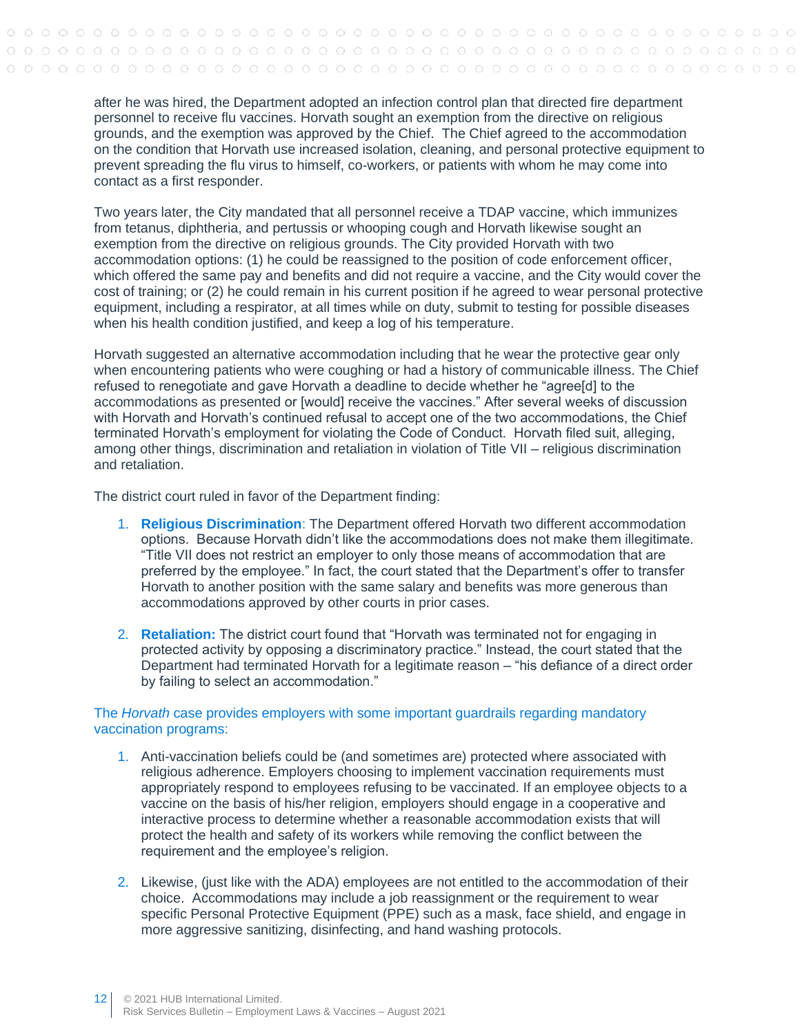after he was hired, the Department adopted an infection control plan that directed fire department personnel to receive flu vaccines. Horvath sought an exemption from the directive on religious grounds, and the exemption was approved by the Chief. The Chief agreed to the accommodation on the condition that Horvath use increased isolation, cleaning, and personal protective equipment to prevent spreading the flu virus to himself, co-workers, or patients with whom he may come into contact as a first responder.

Two years later, the City mandated that all personnel receive a TDAP vaccine, which immunizes from tetanus, diphtheria, and pertussis or whooping cough and Horvath likewise sought an exemption from the directive on religious grounds. The City provided Horvath with two accommodation options: (1) he could be reassigned to the position of code enforcement officer, which offered the same pay and benefits and did not require a vaccine, and the City would cover the cost of training; or (2) he could remain in his current position if he agreed to wear personal protective equipment, including a respirator, at all times while on duty, submit to testing for possible diseases when his health condition justified, and keep a log of his temperature.

Horvath suggested an alternative accommodation including that he wear the protective gear only when encountering patients who were coughing or had a history of communicable illness. The Chief refused to renegotiate and gave Horvath a deadline to decide whether he "agree[d] to the accommodations as presented or [would] receive the vaccines." After several weeks of discussion with Horvath and Horvath's continued refusal to accept one of the two accommodations, the Chief terminated Horvath's employment for violating the Code of Conduct. Horvath filed suit, alleging, among other things, discrimination and retaliation in violation of Title VII – religious discrimination and retaliation.

The district court ruled in favor of the Department finding:

1. **Religious Discrimination**: The Department offered Horvath two different accommodation options. Because Horvath didn't like the accommodations does not make them illegitimate. "Title VII does not restrict an employer to only those means of accommodation that are preferred by the employee." In fact, the court stated that the Department's offer to transfer Horvath to another position with the same salary and benefits was more generous than accommodations approved by other courts in prior cases.
2. **Retaliation:** The district court found that "Horvath was terminated not for engaging in protected activity by opposing a discriminatory practice." Instead, the court stated that the Department had terminated Horvath for a legitimate reason – "his defiance of a direct order by failing to select an accommodation."

The *Horvath* case provides employers with some important guardrails regarding mandatory vaccination programs:

1. Anti-vaccination beliefs could be (and sometimes are) protected where associated with religious adherence. Employers choosing to implement vaccination requirements must appropriately respond to employees refusing to be vaccinated. If an employee objects to a vaccine on the basis of his/her religion, employers should engage in a cooperative and interactive process to determine whether a reasonable accommodation exists that will protect the health and safety of its workers while removing the conflict between the requirement and the employee's religion.
2. Likewise, (just like with the ADA) employees are not entitled to the accommodation of their choice. Accommodations may include a job reassignment or the requirement to wear specific Personal Protective Equipment (PPE) such as a mask, face shield, and engage in more aggressive sanitizing, disinfecting, and hand washing protocols.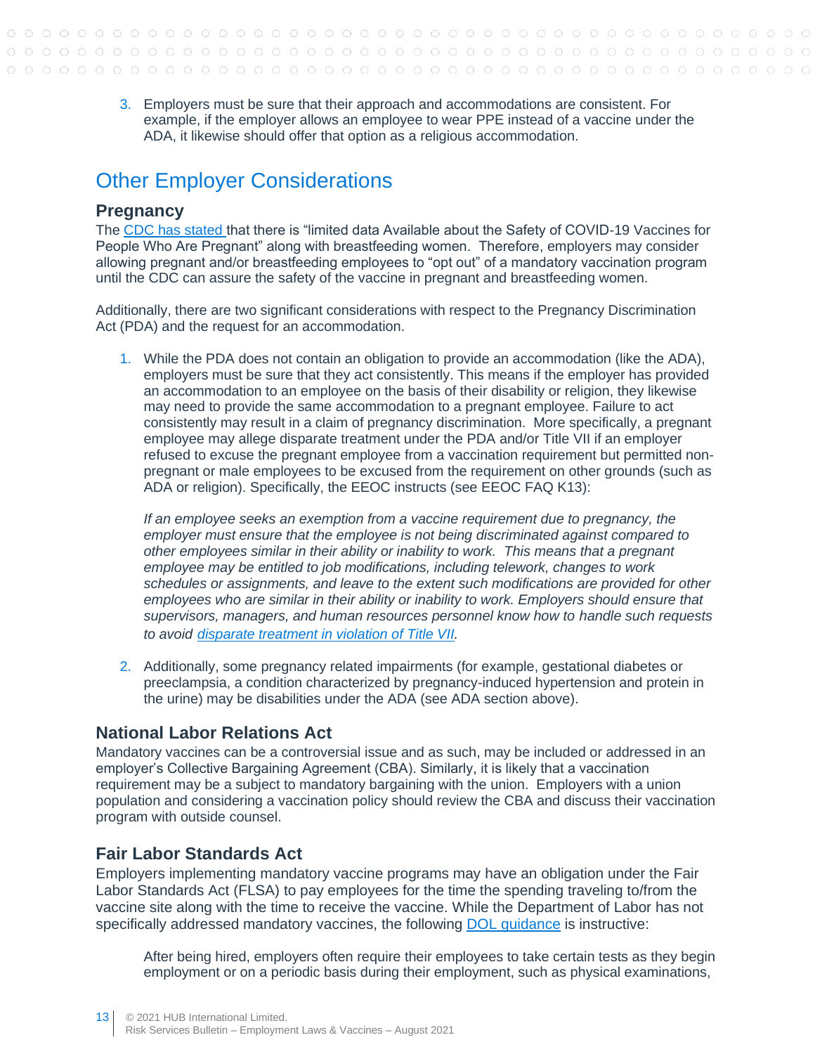3. Employers must be sure that their approach and accommodations are consistent. For example, if the employer allows an employee to wear PPE instead of a vaccine under the ADA, it likewise should offer that option as a religious accommodation.

## Other Employer Considerations

### Pregnancy

The [CDC has stated](#) that there is "limited data Available about the Safety of COVID-19 Vaccines for People Who Are Pregnant" along with breastfeeding women. Therefore, employers may consider allowing pregnant and/or breastfeeding employees to "opt out" of a mandatory vaccination program until the CDC can assure the safety of the vaccine in pregnant and breastfeeding women.

Additionally, there are two significant considerations with respect to the Pregnancy Discrimination Act (PDA) and the request for an accommodation.

1. While the PDA does not contain an obligation to provide an accommodation (like the ADA), employers must be sure that they act consistently. This means if the employer has provided an accommodation to an employee on the basis of their disability or religion, they likewise may need to provide the same accommodation to a pregnant employee. Failure to act consistently may result in a claim of pregnancy discrimination. More specifically, a pregnant employee may allege disparate treatment under the PDA and/or Title VII if an employer refused to excuse the pregnant employee from a vaccination requirement but permitted non-pregnant or male employees to be excused from the requirement on other grounds (such as ADA or religion). Specifically, the EEOC instructs (see EEOC FAQ K13):

   *If an employee seeks an exemption from a vaccine requirement due to pregnancy, the employer must ensure that the employee is not being discriminated against compared to other employees similar in their ability or inability to work. This means that a pregnant employee may be entitled to job modifications, including telework, changes to work schedules or assignments, and leave to the extent such modifications are provided for other employees who are similar in their ability or inability to work. Employers should ensure that supervisors, managers, and human resources personnel know how to handle such requests to avoid [disparate treatment in violation of Title VII](#).*

2. Additionally, some pregnancy related impairments (for example, gestational diabetes or preeclampsia, a condition characterized by pregnancy-induced hypertension and protein in the urine) may be disabilities under the ADA (see ADA section above).

### National Labor Relations Act

Mandatory vaccines can be a controversial issue and as such, may be included or addressed in an employer's Collective Bargaining Agreement (CBA). Similarly, it is likely that a vaccination requirement may be a subject to mandatory bargaining with the union. Employers with a union population and considering a vaccination policy should review the CBA and discuss their vaccination program with outside counsel.

### Fair Labor Standards Act

Employers implementing mandatory vaccine programs may have an obligation under the Fair Labor Standards Act (FLSA) to pay employees for the time the spending traveling to/from the vaccine site along with the time to receive the vaccine. While the Department of Labor has not specifically addressed mandatory vaccines, the following [DOL guidance](#) is instructive:

> After being hired, employers often require their employees to take certain tests as they begin employment or on a periodic basis during their employment, such as physical examinations,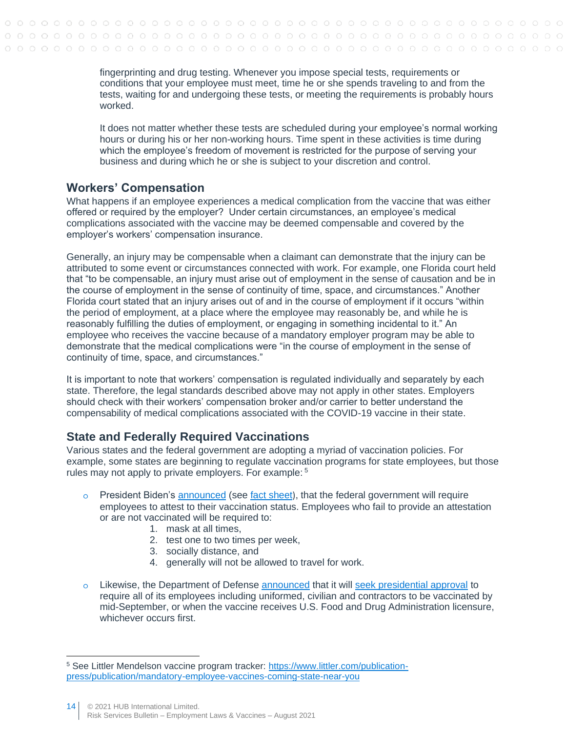fingerprinting and drug testing. Whenever you impose special tests, requirements or conditions that your employee must meet, time he or she spends traveling to and from the tests, waiting for and undergoing these tests, or meeting the requirements is probably hours worked.

It does not matter whether these tests are scheduled during your employee's normal working hours or during his or her non-working hours. Time spent in these activities is time during which the employee's freedom of movement is restricted for the purpose of serving your business and during which he or she is subject to your discretion and control.

## Workers' Compensation

What happens if an employee experiences a medical complication from the vaccine that was either offered or required by the employer? Under certain circumstances, an employee's medical complications associated with the vaccine may be deemed compensable and covered by the employer's workers' compensation insurance.

Generally, an injury may be compensable when a claimant can demonstrate that the injury can be attributed to some event or circumstances connected with work. For example, one Florida court held that "to be compensable, an injury must arise out of employment in the sense of causation and be in the course of employment in the sense of continuity of time, space, and circumstances." Another Florida court stated that an injury arises out of and in the course of employment if it occurs "within the period of employment, at a place where the employee may reasonably be, and while he is reasonably fulfilling the duties of employment, or engaging in something incidental to it." An employee who receives the vaccine because of a mandatory employer program may be able to demonstrate that the medical complications were "in the course of employment in the sense of continuity of time, space, and circumstances."

It is important to note that workers' compensation is regulated individually and separately by each state. Therefore, the legal standards described above may not apply in other states. Employers should check with their workers' compensation broker and/or carrier to better understand the compensability of medical complications associated with the COVID-19 vaccine in their state.

## State and Federally Required Vaccinations

Various states and the federal government are adopting a myriad of vaccination policies. For example, some states are beginning to regulate vaccination programs for state employees, but those rules may not apply to private employers. For example: [5]

- President Biden's announced (see fact sheet), that the federal government will require employees to attest to their vaccination status. Employees who fail to provide an attestation or are not vaccinated will be required to:
  1. mask at all times,
  2. test one to two times per week,
  3. socially distance, and
  4. generally will not be allowed to travel for work.

- Likewise, the Department of Defense announced that it will seek presidential approval to require all of its employees including uniformed, civilian and contractors to be vaccinated by mid-September, or when the vaccine receives U.S. Food and Drug Administration licensure, whichever occurs first.

---

[5] See Littler Mendelson vaccine program tracker: https://www.littler.com/publication-press/publication/mandatory-employee-vaccines-coming-state-near-you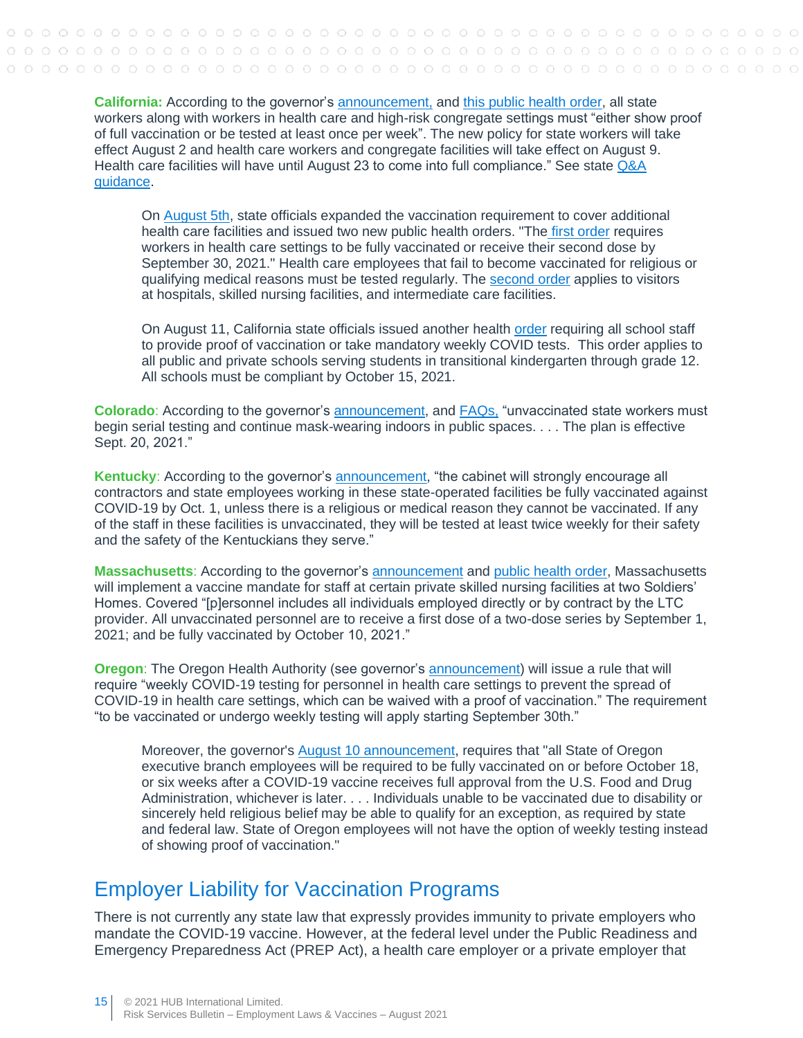**California:** According to the governor's announcement, and this public health order, all state workers along with workers in health care and high-risk congregate settings must "either show proof of full vaccination or be tested at least once per week". The new policy for state workers will take effect August 2 and health care workers and congregate facilities will take effect on August 9. Health care facilities will have until August 23 to come into full compliance." See state Q&A guidance.

> On August 5th, state officials expanded the vaccination requirement to cover additional health care facilities and issued two new public health orders. "The first order requires workers in health care settings to be fully vaccinated or receive their second dose by September 30, 2021." Health care employees that fail to become vaccinated for religious or qualifying medical reasons must be tested regularly. The second order applies to visitors at hospitals, skilled nursing facilities, and intermediate care facilities.
>
> On August 11, California state officials issued another health order requiring all school staff to provide proof of vaccination or take mandatory weekly COVID tests. This order applies to all public and private schools serving students in transitional kindergarten through grade 12. All schools must be compliant by October 15, 2021.

**Colorado**: According to the governor's announcement, and FAQs, "unvaccinated state workers must begin serial testing and continue mask-wearing indoors in public spaces. . . . The plan is effective Sept. 20, 2021."

**Kentucky**: According to the governor's announcement, "the cabinet will strongly encourage all contractors and state employees working in these state-operated facilities be fully vaccinated against COVID-19 by Oct. 1, unless there is a religious or medical reason they cannot be vaccinated. If any of the staff in these facilities is unvaccinated, they will be tested at least twice weekly for their safety and the safety of the Kentuckians they serve."

**Massachusetts**: According to the governor's announcement and public health order, Massachusetts will implement a vaccine mandate for staff at certain private skilled nursing facilities at two Soldiers' Homes. Covered "[p]ersonnel includes all individuals employed directly or by contract by the LTC provider. All unvaccinated personnel are to receive a first dose of a two-dose series by September 1, 2021; and be fully vaccinated by October 10, 2021."

**Oregon**: The Oregon Health Authority (see governor's announcement) will issue a rule that will require "weekly COVID-19 testing for personnel in health care settings to prevent the spread of COVID-19 in health care settings, which can be waived with a proof of vaccination." The requirement "to be vaccinated or undergo weekly testing will apply starting September 30th."

> Moreover, the governor's August 10 announcement, requires that "all State of Oregon executive branch employees will be required to be fully vaccinated on or before October 18, or six weeks after a COVID-19 vaccine receives full approval from the U.S. Food and Drug Administration, whichever is later. . . . Individuals unable to be vaccinated due to disability or sincerely held religious belief may be able to qualify for an exception, as required by state and federal law. State of Oregon employees will not have the option of weekly testing instead of showing proof of vaccination."

## Employer Liability for Vaccination Programs

There is not currently any state law that expressly provides immunity to private employers who mandate the COVID-19 vaccine. However, at the federal level under the Public Readiness and Emergency Preparedness Act (PREP Act), a health care employer or a private employer that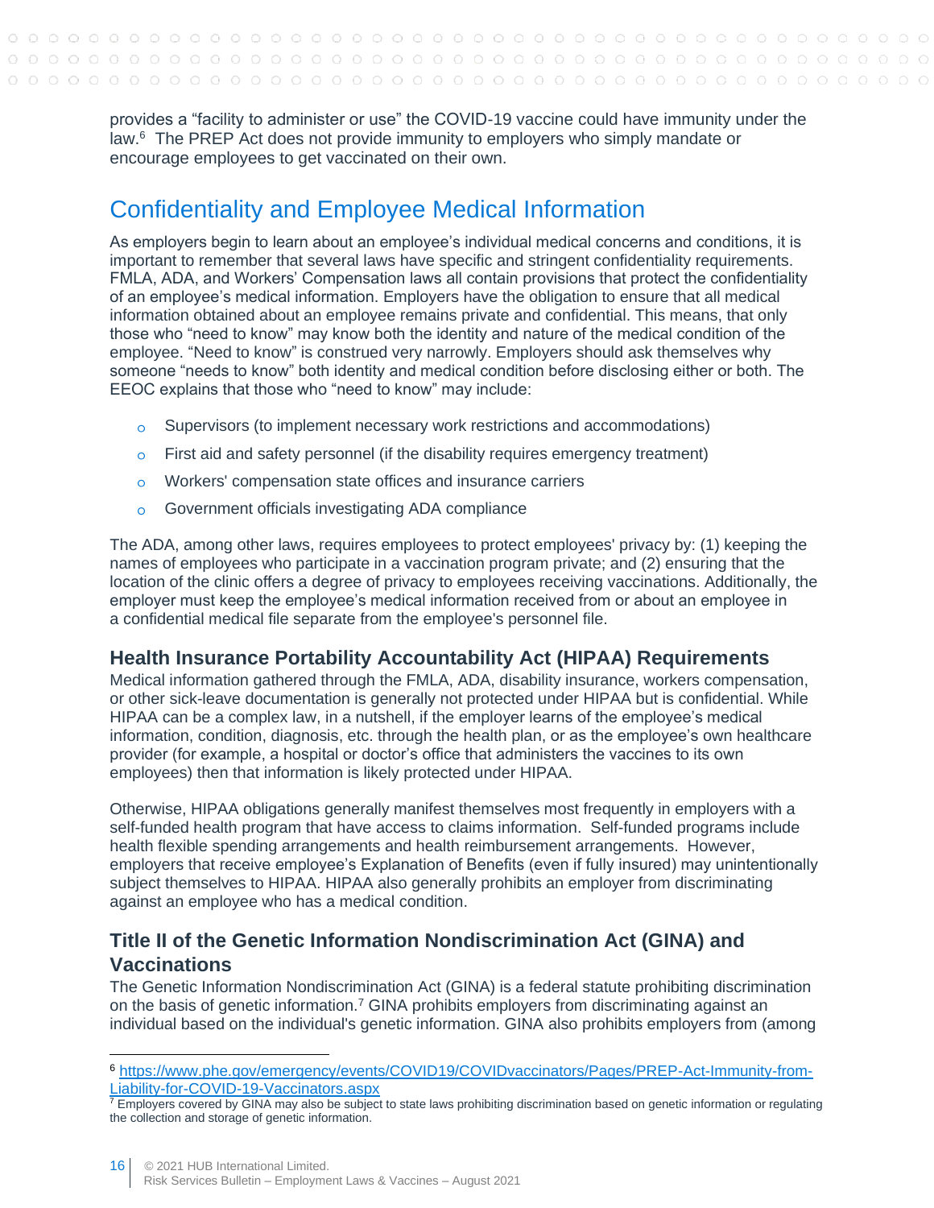provides a "facility to administer or use" the COVID-19 vaccine could have immunity under the law.[6] The PREP Act does not provide immunity to employers who simply mandate or encourage employees to get vaccinated on their own.

## Confidentiality and Employee Medical Information

As employers begin to learn about an employee's individual medical concerns and conditions, it is important to remember that several laws have specific and stringent confidentiality requirements. FMLA, ADA, and Workers' Compensation laws all contain provisions that protect the confidentiality of an employee's medical information. Employers have the obligation to ensure that all medical information obtained about an employee remains private and confidential. This means, that only those who "need to know" may know both the identity and nature of the medical condition of the employee. "Need to know" is construed very narrowly. Employers should ask themselves why someone "needs to know" both identity and medical condition before disclosing either or both. The EEOC explains that those who "need to know" may include:

- Supervisors (to implement necessary work restrictions and accommodations)
- First aid and safety personnel (if the disability requires emergency treatment)
- Workers' compensation state offices and insurance carriers
- Government officials investigating ADA compliance

The ADA, among other laws, requires employees to protect employees' privacy by: (1) keeping the names of employees who participate in a vaccination program private; and (2) ensuring that the location of the clinic offers a degree of privacy to employees receiving vaccinations. Additionally, the employer must keep the employee's medical information received from or about an employee in a confidential medical file separate from the employee's personnel file.

### Health Insurance Portability Accountability Act (HIPAA) Requirements

Medical information gathered through the FMLA, ADA, disability insurance, workers compensation, or other sick-leave documentation is generally not protected under HIPAA but is confidential. While HIPAA can be a complex law, in a nutshell, if the employer learns of the employee's medical information, condition, diagnosis, etc. through the health plan, or as the employee's own healthcare provider (for example, a hospital or doctor's office that administers the vaccines to its own employees) then that information is likely protected under HIPAA.

Otherwise, HIPAA obligations generally manifest themselves most frequently in employers with a self-funded health program that have access to claims information. Self-funded programs include health flexible spending arrangements and health reimbursement arrangements. However, employers that receive employee's Explanation of Benefits (even if fully insured) may unintentionally subject themselves to HIPAA. HIPAA also generally prohibits an employer from discriminating against an employee who has a medical condition.

### Title II of the Genetic Information Nondiscrimination Act (GINA) and Vaccinations

The Genetic Information Nondiscrimination Act (GINA) is a federal statute prohibiting discrimination on the basis of genetic information.[7] GINA prohibits employers from discriminating against an individual based on the individual's genetic information. GINA also prohibits employers from (among

---

[6] https://www.phe.gov/emergency/events/COVID19/COVIDvaccinators/Pages/PREP-Act-Immunity-from-Liability-for-COVID-19-Vaccinators.aspx

[7] Employers covered by GINA may also be subject to state laws prohibiting discrimination based on genetic information or regulating the collection and storage of genetic information.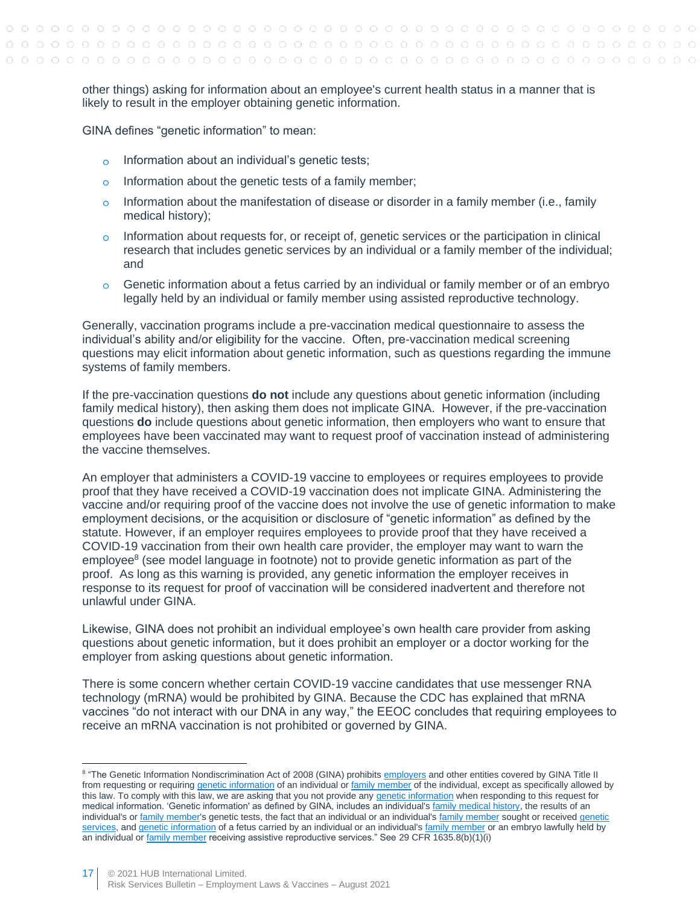other things) asking for information about an employee's current health status in a manner that is likely to result in the employer obtaining genetic information.

GINA defines "genetic information" to mean:

- Information about an individual's genetic tests;
- Information about the genetic tests of a family member;
- Information about the manifestation of disease or disorder in a family member (i.e., family medical history);
- Information about requests for, or receipt of, genetic services or the participation in clinical research that includes genetic services by an individual or a family member of the individual; and
- Genetic information about a fetus carried by an individual or family member or of an embryo legally held by an individual or family member using assisted reproductive technology.

Generally, vaccination programs include a pre-vaccination medical questionnaire to assess the individual's ability and/or eligibility for the vaccine. Often, pre-vaccination medical screening questions may elicit information about genetic information, such as questions regarding the immune systems of family members.

If the pre-vaccination questions **do not** include any questions about genetic information (including family medical history), then asking them does not implicate GINA. However, if the pre-vaccination questions **do** include questions about genetic information, then employers who want to ensure that employees have been vaccinated may want to request proof of vaccination instead of administering the vaccine themselves.

An employer that administers a COVID-19 vaccine to employees or requires employees to provide proof that they have received a COVID-19 vaccination does not implicate GINA. Administering the vaccine and/or requiring proof of the vaccine does not involve the use of genetic information to make employment decisions, or the acquisition or disclosure of "genetic information" as defined by the statute. However, if an employer requires employees to provide proof that they have received a COVID-19 vaccination from their own health care provider, the employer may want to warn the employee[8] (see model language in footnote) not to provide genetic information as part of the proof. As long as this warning is provided, any genetic information the employer receives in response to its request for proof of vaccination will be considered inadvertent and therefore not unlawful under GINA.

Likewise, GINA does not prohibit an individual employee's own health care provider from asking questions about genetic information, but it does prohibit an employer or a doctor working for the employer from asking questions about genetic information.

There is some concern whether certain COVID-19 vaccine candidates that use messenger RNA technology (mRNA) would be prohibited by GINA. Because the CDC has explained that mRNA vaccines "do not interact with our DNA in any way," the EEOC concludes that requiring employees to receive an mRNA vaccination is not prohibited or governed by GINA.

[8] "The Genetic Information Nondiscrimination Act of 2008 (GINA) prohibits employers and other entities covered by GINA Title II from requesting or requiring genetic information of an individual or family member of the individual, except as specifically allowed by this law. To comply with this law, we are asking that you not provide any genetic information when responding to this request for medical information. 'Genetic information' as defined by GINA, includes an individual's family medical history, the results of an individual's or family member's genetic tests, the fact that an individual or an individual's family member sought or received genetic services, and genetic information of a fetus carried by an individual or an individual's family member or an embryo lawfully held by an individual or family member receiving assistive reproductive services." See 29 CFR 1635.8(b)(1)(i)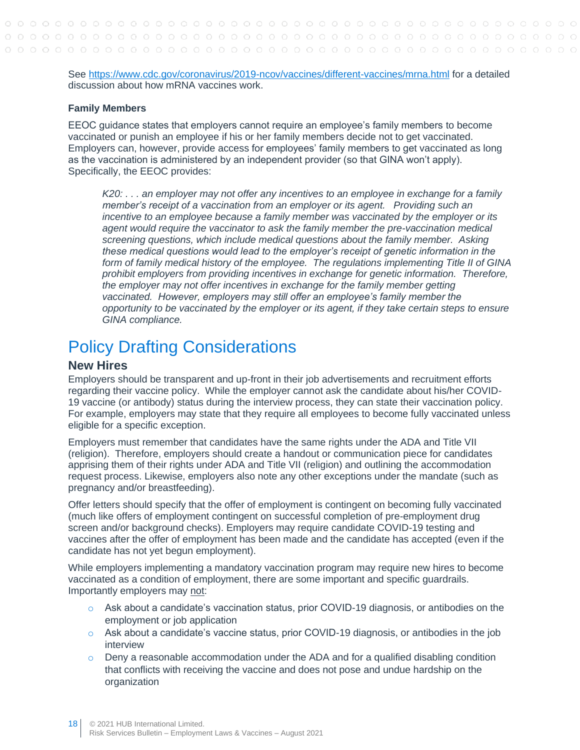See https://www.cdc.gov/coronavirus/2019-ncov/vaccines/different-vaccines/mrna.html for a detailed discussion about how mRNA vaccines work.

### Family Members

EEOC guidance states that employers cannot require an employee's family members to become vaccinated or punish an employee if his or her family members decide not to get vaccinated. Employers can, however, provide access for employees' family members to get vaccinated as long as the vaccination is administered by an independent provider (so that GINA won't apply). Specifically, the EEOC provides:

> *K20: . . . an employer may not offer any incentives to an employee in exchange for a family member's receipt of a vaccination from an employer or its agent. Providing such an incentive to an employee because a family member was vaccinated by the employer or its agent would require the vaccinator to ask the family member the pre-vaccination medical screening questions, which include medical questions about the family member. Asking these medical questions would lead to the employer's receipt of genetic information in the form of family medical history of the employee. The regulations implementing Title II of GINA prohibit employers from providing incentives in exchange for genetic information. Therefore, the employer may not offer incentives in exchange for the family member getting vaccinated. However, employers may still offer an employee's family member the opportunity to be vaccinated by the employer or its agent, if they take certain steps to ensure GINA compliance.*

# Policy Drafting Considerations

## New Hires

Employers should be transparent and up-front in their job advertisements and recruitment efforts regarding their vaccine policy. While the employer cannot ask the candidate about his/her COVID-19 vaccine (or antibody) status during the interview process, they can state their vaccination policy. For example, employers may state that they require all employees to become fully vaccinated unless eligible for a specific exception.

Employers must remember that candidates have the same rights under the ADA and Title VII (religion). Therefore, employers should create a handout or communication piece for candidates apprising them of their rights under ADA and Title VII (religion) and outlining the accommodation request process. Likewise, employers also note any other exceptions under the mandate (such as pregnancy and/or breastfeeding).

Offer letters should specify that the offer of employment is contingent on becoming fully vaccinated (much like offers of employment contingent on successful completion of pre-employment drug screen and/or background checks). Employers may require candidate COVID-19 testing and vaccines after the offer of employment has been made and the candidate has accepted (even if the candidate has not yet begun employment).

While employers implementing a mandatory vaccination program may require new hires to become vaccinated as a condition of employment, there are some important and specific guardrails. Importantly employers may not:

- Ask about a candidate's vaccination status, prior COVID-19 diagnosis, or antibodies on the employment or job application
- Ask about a candidate's vaccine status, prior COVID-19 diagnosis, or antibodies in the job interview
- Deny a reasonable accommodation under the ADA and for a qualified disabling condition that conflicts with receiving the vaccine and does not pose and undue hardship on the organization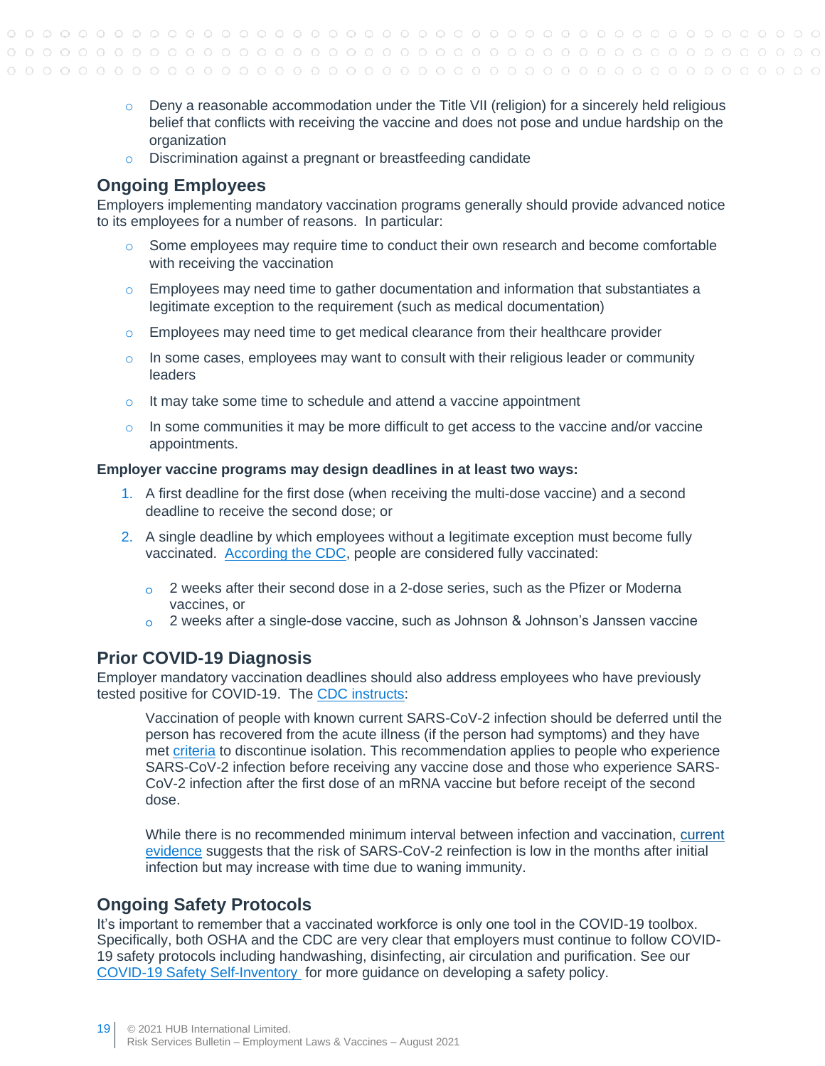- Deny a reasonable accommodation under the Title VII (religion) for a sincerely held religious belief that conflicts with receiving the vaccine and does not pose and undue hardship on the organization
- Discrimination against a pregnant or breastfeeding candidate

## Ongoing Employees

Employers implementing mandatory vaccination programs generally should provide advanced notice to its employees for a number of reasons. In particular:

- Some employees may require time to conduct their own research and become comfortable with receiving the vaccination
- Employees may need time to gather documentation and information that substantiates a legitimate exception to the requirement (such as medical documentation)
- Employees may need time to get medical clearance from their healthcare provider
- In some cases, employees may want to consult with their religious leader or community leaders
- It may take some time to schedule and attend a vaccine appointment
- In some communities it may be more difficult to get access to the vaccine and/or vaccine appointments.

**Employer vaccine programs may design deadlines in at least two ways:**

1. A first deadline for the first dose (when receiving the multi-dose vaccine) and a second deadline to receive the second dose; or
2. A single deadline by which employees without a legitimate exception must become fully vaccinated. According the CDC, people are considered fully vaccinated:
   - 2 weeks after their second dose in a 2-dose series, such as the Pfizer or Moderna vaccines, or
   - 2 weeks after a single-dose vaccine, such as Johnson & Johnson's Janssen vaccine

## Prior COVID-19 Diagnosis

Employer mandatory vaccination deadlines should also address employees who have previously tested positive for COVID-19. The CDC instructs:

> Vaccination of people with known current SARS-CoV-2 infection should be deferred until the person has recovered from the acute illness (if the person had symptoms) and they have met criteria to discontinue isolation. This recommendation applies to people who experience SARS-CoV-2 infection before receiving any vaccine dose and those who experience SARS-CoV-2 infection after the first dose of an mRNA vaccine but before receipt of the second dose.
>
> While there is no recommended minimum interval between infection and vaccination, current evidence suggests that the risk of SARS-CoV-2 reinfection is low in the months after initial infection but may increase with time due to waning immunity.

## Ongoing Safety Protocols

It's important to remember that a vaccinated workforce is only one tool in the COVID-19 toolbox. Specifically, both OSHA and the CDC are very clear that employers must continue to follow COVID-19 safety protocols including handwashing, disinfecting, air circulation and purification. See our COVID-19 Safety Self-Inventory for more guidance on developing a safety policy.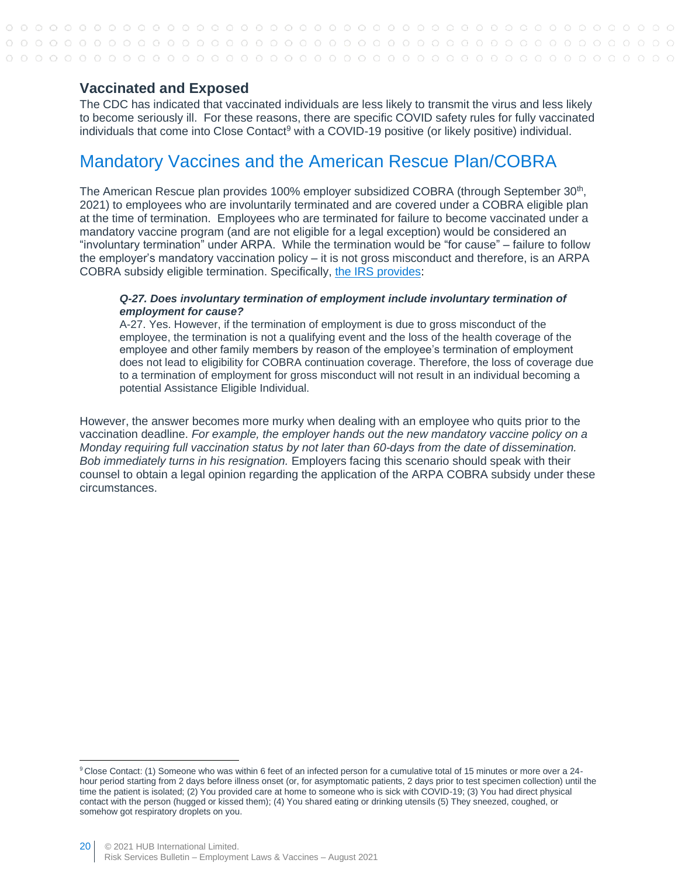### Vaccinated and Exposed

The CDC has indicated that vaccinated individuals are less likely to transmit the virus and less likely to become seriously ill. For these reasons, there are specific COVID safety rules for fully vaccinated individuals that come into Close Contact[9] with a COVID-19 positive (or likely positive) individual.

## Mandatory Vaccines and the American Rescue Plan/COBRA

The American Rescue plan provides 100% employer subsidized COBRA (through September 30th, 2021) to employees who are involuntarily terminated and are covered under a COBRA eligible plan at the time of termination. Employees who are terminated for failure to become vaccinated under a mandatory vaccine program (and are not eligible for a legal exception) would be considered an "involuntary termination" under ARPA. While the termination would be "for cause" – failure to follow the employer's mandatory vaccination policy – it is not gross misconduct and therefore, is an ARPA COBRA subsidy eligible termination. Specifically, the IRS provides:

> ***Q-27. Does involuntary termination of employment include involuntary termination of employment for cause?***
> A-27. Yes. However, if the termination of employment is due to gross misconduct of the employee, the termination is not a qualifying event and the loss of the health coverage of the employee and other family members by reason of the employee's termination of employment does not lead to eligibility for COBRA continuation coverage. Therefore, the loss of coverage due to a termination of employment for gross misconduct will not result in an individual becoming a potential Assistance Eligible Individual.

However, the answer becomes more murky when dealing with an employee who quits prior to the vaccination deadline. *For example, the employer hands out the new mandatory vaccine policy on a Monday requiring full vaccination status by not later than 60-days from the date of dissemination. Bob immediately turns in his resignation.* Employers facing this scenario should speak with their counsel to obtain a legal opinion regarding the application of the ARPA COBRA subsidy under these circumstances.

---

[9] Close Contact: (1) Someone who was within 6 feet of an infected person for a cumulative total of 15 minutes or more over a 24-hour period starting from 2 days before illness onset (or, for asymptomatic patients, 2 days prior to test specimen collection) until the time the patient is isolated; (2) You provided care at home to someone who is sick with COVID-19; (3) You had direct physical contact with the person (hugged or kissed them); (4) You shared eating or drinking utensils (5) They sneezed, coughed, or somehow got respiratory droplets on you.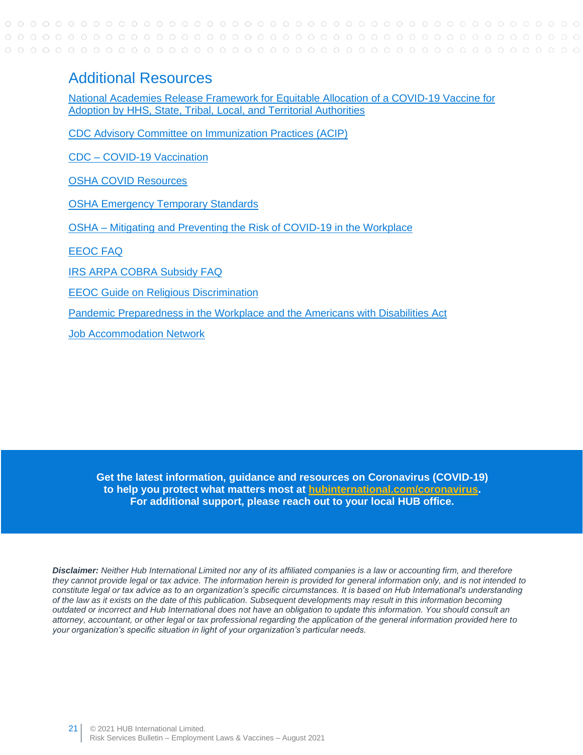## Additional Resources

National Academies Release Framework for Equitable Allocation of a COVID-19 Vaccine for Adoption by HHS, State, Tribal, Local, and Territorial Authorities

CDC Advisory Committee on Immunization Practices (ACIP)

CDC – COVID-19 Vaccination

OSHA COVID Resources

OSHA Emergency Temporary Standards

OSHA – Mitigating and Preventing the Risk of COVID-19 in the Workplace

EEOC FAQ

IRS ARPA COBRA Subsidy FAQ

EEOC Guide on Religious Discrimination

Pandemic Preparedness in the Workplace and the Americans with Disabilities Act

Job Accommodation Network

**Get the latest information, guidance and resources on Coronavirus (COVID-19) to help you protect what matters most at hubinternational.com/coronavirus. For additional support, please reach out to your local HUB office.**

***Disclaimer:*** *Neither Hub International Limited nor any of its affiliated companies is a law or accounting firm, and therefore they cannot provide legal or tax advice. The information herein is provided for general information only, and is not intended to constitute legal or tax advice as to an organization's specific circumstances. It is based on Hub International's understanding of the law as it exists on the date of this publication. Subsequent developments may result in this information becoming outdated or incorrect and Hub International does not have an obligation to update this information. You should consult an attorney, accountant, or other legal or tax professional regarding the application of the general information provided here to your organization's specific situation in light of your organization's particular needs.*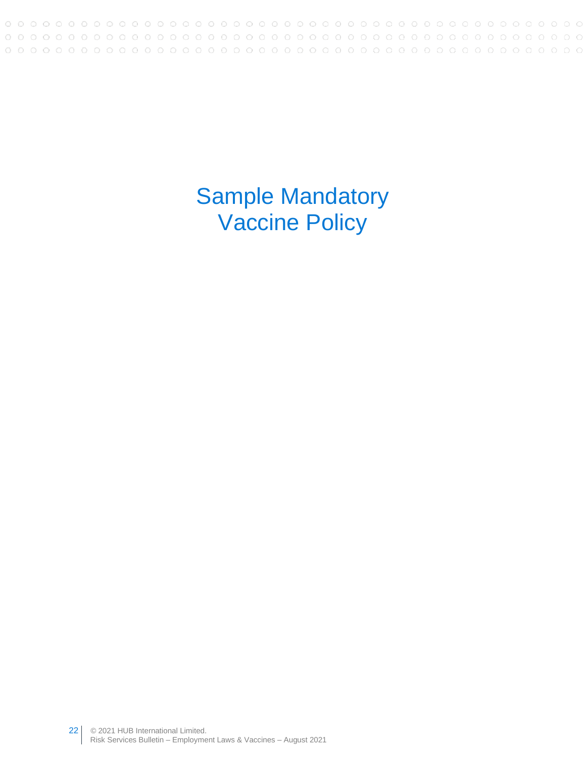# Sample Mandatory Vaccine Policy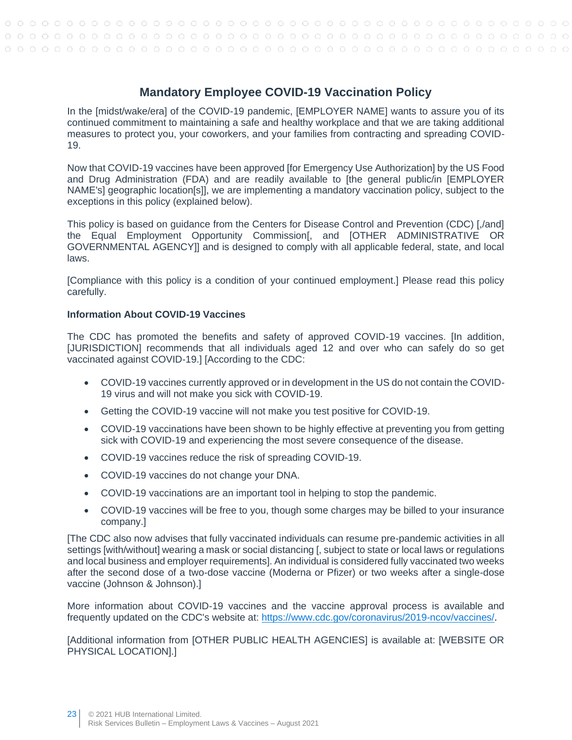## Mandatory Employee COVID-19 Vaccination Policy

In the [midst/wake/era] of the COVID-19 pandemic, [EMPLOYER NAME] wants to assure you of its continued commitment to maintaining a safe and healthy workplace and that we are taking additional measures to protect you, your coworkers, and your families from contracting and spreading COVID-19.

Now that COVID-19 vaccines have been approved [for Emergency Use Authorization] by the US Food and Drug Administration (FDA) and are readily available to [the general public/in [EMPLOYER NAME's] geographic location[s]], we are implementing a mandatory vaccination policy, subject to the exceptions in this policy (explained below).

This policy is based on guidance from the Centers for Disease Control and Prevention (CDC) [,/and] the Equal Employment Opportunity Commission[, and [OTHER ADMINISTRATIVE OR GOVERNMENTAL AGENCY]] and is designed to comply with all applicable federal, state, and local laws.

[Compliance with this policy is a condition of your continued employment.] Please read this policy carefully.

**Information About COVID-19 Vaccines**

The CDC has promoted the benefits and safety of approved COVID-19 vaccines. [In addition, [JURISDICTION] recommends that all individuals aged 12 and over who can safely do so get vaccinated against COVID-19.] [According to the CDC:

- COVID-19 vaccines currently approved or in development in the US do not contain the COVID-19 virus and will not make you sick with COVID-19.
- Getting the COVID-19 vaccine will not make you test positive for COVID-19.
- COVID-19 vaccinations have been shown to be highly effective at preventing you from getting sick with COVID-19 and experiencing the most severe consequence of the disease.
- COVID-19 vaccines reduce the risk of spreading COVID-19.
- COVID-19 vaccines do not change your DNA.
- COVID-19 vaccinations are an important tool in helping to stop the pandemic.
- COVID-19 vaccines will be free to you, though some charges may be billed to your insurance company.]

[The CDC also now advises that fully vaccinated individuals can resume pre-pandemic activities in all settings [with/without] wearing a mask or social distancing [, subject to state or local laws or regulations and local business and employer requirements]. An individual is considered fully vaccinated two weeks after the second dose of a two-dose vaccine (Moderna or Pfizer) or two weeks after a single-dose vaccine (Johnson & Johnson).]

More information about COVID-19 vaccines and the vaccine approval process is available and frequently updated on the CDC's website at: https://www.cdc.gov/coronavirus/2019-ncov/vaccines/.

[Additional information from [OTHER PUBLIC HEALTH AGENCIES] is available at: [WEBSITE OR PHYSICAL LOCATION].]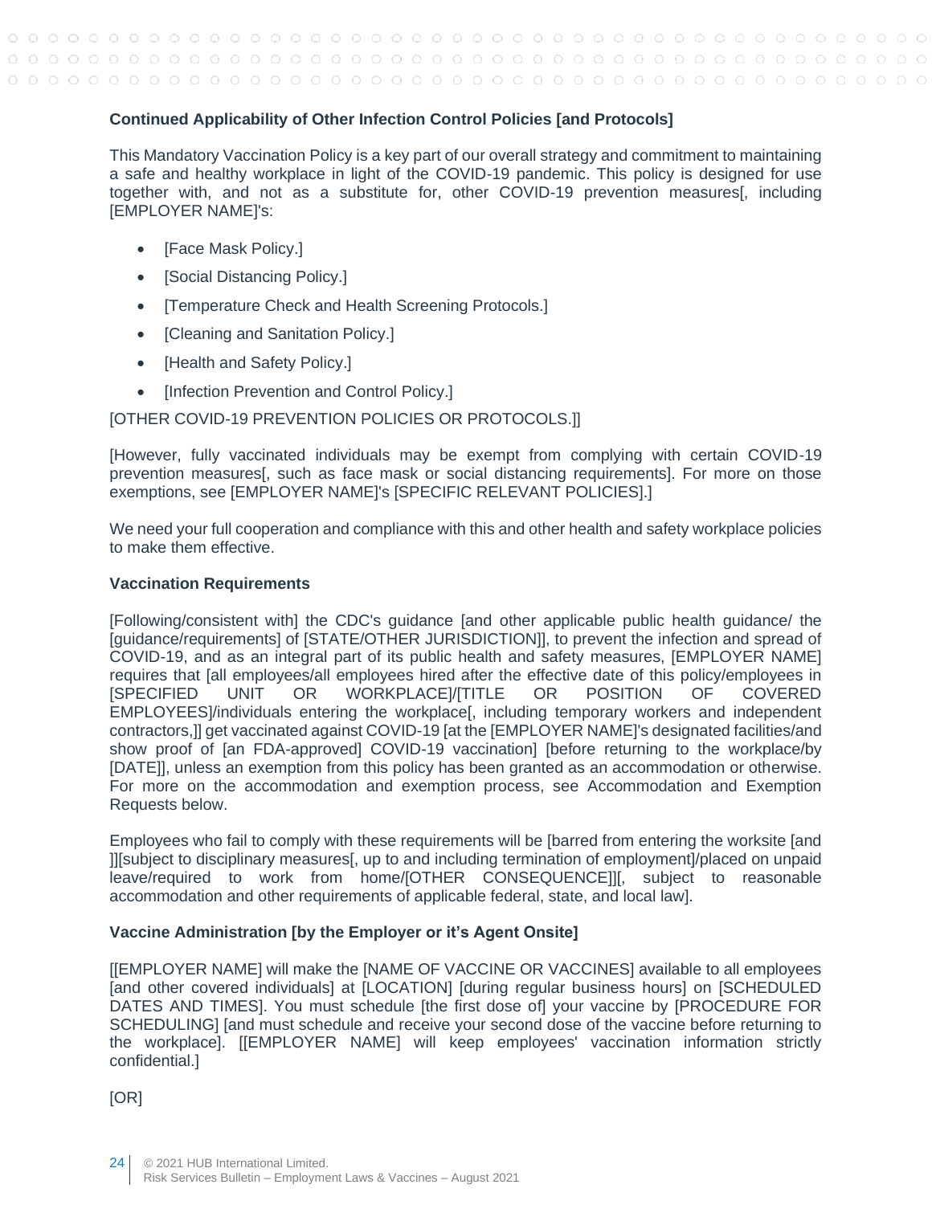**Continued Applicability of Other Infection Control Policies [and Protocols]**

This Mandatory Vaccination Policy is a key part of our overall strategy and commitment to maintaining a safe and healthy workplace in light of the COVID-19 pandemic. This policy is designed for use together with, and not as a substitute for, other COVID-19 prevention measures[, including [EMPLOYER NAME]'s:

- [Face Mask Policy.]
- [Social Distancing Policy.]
- [Temperature Check and Health Screening Protocols.]
- [Cleaning and Sanitation Policy.]
- [Health and Safety Policy.]
- [Infection Prevention and Control Policy.]

[OTHER COVID-19 PREVENTION POLICIES OR PROTOCOLS.]]

[However, fully vaccinated individuals may be exempt from complying with certain COVID-19 prevention measures[, such as face mask or social distancing requirements]. For more on those exemptions, see [EMPLOYER NAME]'s [SPECIFIC RELEVANT POLICIES].]

We need your full cooperation and compliance with this and other health and safety workplace policies to make them effective.

**Vaccination Requirements**

[Following/consistent with] the CDC's guidance [and other applicable public health guidance/ the [guidance/requirements] of [STATE/OTHER JURISDICTION]], to prevent the infection and spread of COVID-19, and as an integral part of its public health and safety measures, [EMPLOYER NAME] requires that [all employees/all employees hired after the effective date of this policy/employees in [SPECIFIED UNIT OR WORKPLACE]/[TITLE OR POSITION OF COVERED EMPLOYEES]/individuals entering the workplace[, including temporary workers and independent contractors,]] get vaccinated against COVID-19 [at the [EMPLOYER NAME]'s designated facilities/and show proof of [an FDA-approved] COVID-19 vaccination] [before returning to the workplace/by [DATE]], unless an exemption from this policy has been granted as an accommodation or otherwise. For more on the accommodation and exemption process, see Accommodation and Exemption Requests below.

Employees who fail to comply with these requirements will be [barred from entering the worksite [and ]][subject to disciplinary measures[, up to and including termination of employment]/placed on unpaid leave/required to work from home/[OTHER CONSEQUENCE]][, subject to reasonable accommodation and other requirements of applicable federal, state, and local law].

**Vaccine Administration [by the Employer or it's Agent Onsite]**

[[EMPLOYER NAME] will make the [NAME OF VACCINE OR VACCINES] available to all employees [and other covered individuals] at [LOCATION] [during regular business hours] on [SCHEDULED DATES AND TIMES]. You must schedule [the first dose of] your vaccine by [PROCEDURE FOR SCHEDULING] [and must schedule and receive your second dose of the vaccine before returning to the workplace]. [[EMPLOYER NAME] will keep employees' vaccination information strictly confidential.]

[OR]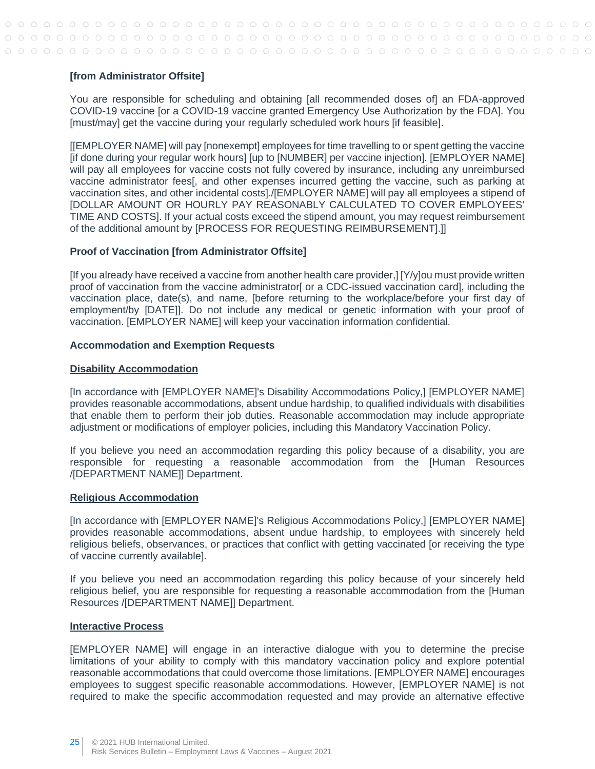**[from Administrator Offsite]**

You are responsible for scheduling and obtaining [all recommended doses of] an FDA-approved COVID-19 vaccine [or a COVID-19 vaccine granted Emergency Use Authorization by the FDA]. You [must/may] get the vaccine during your regularly scheduled work hours [if feasible].

[[EMPLOYER NAME] will pay [nonexempt] employees for time travelling to or spent getting the vaccine [if done during your regular work hours] [up to [NUMBER] per vaccine injection]. [EMPLOYER NAME] will pay all employees for vaccine costs not fully covered by insurance, including any unreimbursed vaccine administrator fees[, and other expenses incurred getting the vaccine, such as parking at vaccination sites, and other incidental costs]./[EMPLOYER NAME] will pay all employees a stipend of [DOLLAR AMOUNT OR HOURLY PAY REASONABLY CALCULATED TO COVER EMPLOYEES' TIME AND COSTS]. If your actual costs exceed the stipend amount, you may request reimbursement of the additional amount by [PROCESS FOR REQUESTING REIMBURSEMENT].]]

**Proof of Vaccination [from Administrator Offsite]**

[If you already have received a vaccine from another health care provider,] [Y/y]ou must provide written proof of vaccination from the vaccine administrator[ or a CDC-issued vaccination card], including the vaccination place, date(s), and name, [before returning to the workplace/before your first day of employment/by [DATE]]. Do not include any medical or genetic information with your proof of vaccination. [EMPLOYER NAME] will keep your vaccination information confidential.

**Accommodation and Exemption Requests**

**Disability Accommodation**

[In accordance with [EMPLOYER NAME]'s Disability Accommodations Policy,] [EMPLOYER NAME] provides reasonable accommodations, absent undue hardship, to qualified individuals with disabilities that enable them to perform their job duties. Reasonable accommodation may include appropriate adjustment or modifications of employer policies, including this Mandatory Vaccination Policy.

If you believe you need an accommodation regarding this policy because of a disability, you are responsible for requesting a reasonable accommodation from the [Human Resources /[DEPARTMENT NAME]] Department.

**Religious Accommodation**

[In accordance with [EMPLOYER NAME]'s Religious Accommodations Policy,] [EMPLOYER NAME] provides reasonable accommodations, absent undue hardship, to employees with sincerely held religious beliefs, observances, or practices that conflict with getting vaccinated [or receiving the type of vaccine currently available].

If you believe you need an accommodation regarding this policy because of your sincerely held religious belief, you are responsible for requesting a reasonable accommodation from the [Human Resources /[DEPARTMENT NAME]] Department.

**Interactive Process**

[EMPLOYER NAME] will engage in an interactive dialogue with you to determine the precise limitations of your ability to comply with this mandatory vaccination policy and explore potential reasonable accommodations that could overcome those limitations. [EMPLOYER NAME] encourages employees to suggest specific reasonable accommodations. However, [EMPLOYER NAME] is not required to make the specific accommodation requested and may provide an alternative effective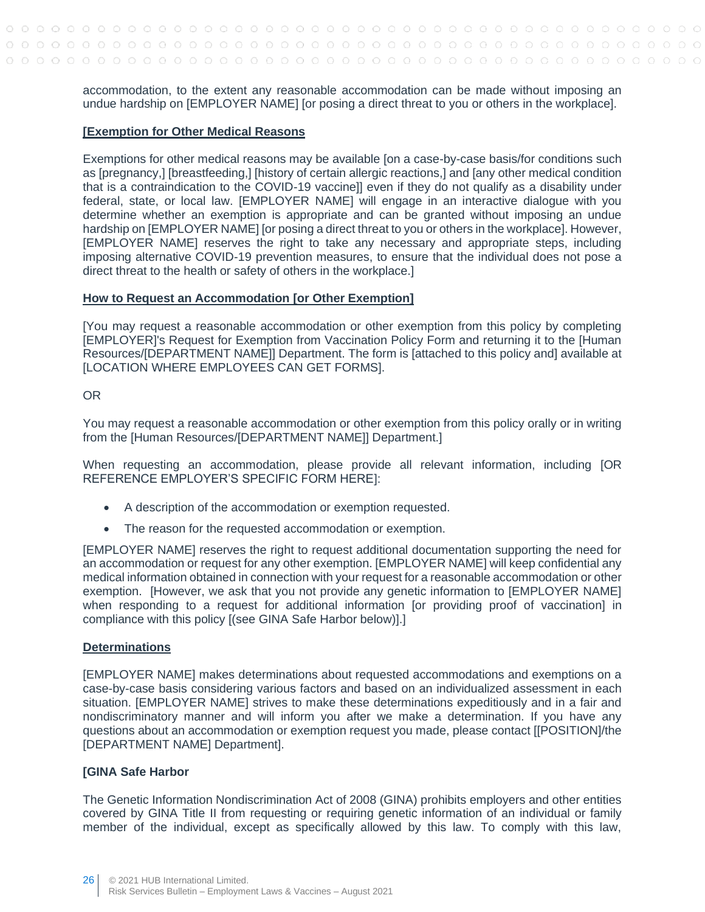accommodation, to the extent any reasonable accommodation can be made without imposing an undue hardship on [EMPLOYER NAME] [or posing a direct threat to you or others in the workplace].

**[Exemption for Other Medical Reasons**

Exemptions for other medical reasons may be available [on a case-by-case basis/for conditions such as [pregnancy,] [breastfeeding,] [history of certain allergic reactions,] and [any other medical condition that is a contraindication to the COVID-19 vaccine]] even if they do not qualify as a disability under federal, state, or local law. [EMPLOYER NAME] will engage in an interactive dialogue with you determine whether an exemption is appropriate and can be granted without imposing an undue hardship on [EMPLOYER NAME] [or posing a direct threat to you or others in the workplace]. However, [EMPLOYER NAME] reserves the right to take any necessary and appropriate steps, including imposing alternative COVID-19 prevention measures, to ensure that the individual does not pose a direct threat to the health or safety of others in the workplace.]

**How to Request an Accommodation [or Other Exemption]**

[You may request a reasonable accommodation or other exemption from this policy by completing [EMPLOYER]'s Request for Exemption from Vaccination Policy Form and returning it to the [Human Resources/[DEPARTMENT NAME]] Department. The form is [attached to this policy and] available at [LOCATION WHERE EMPLOYEES CAN GET FORMS].

OR

You may request a reasonable accommodation or other exemption from this policy orally or in writing from the [Human Resources/[DEPARTMENT NAME]] Department.]

When requesting an accommodation, please provide all relevant information, including [OR REFERENCE EMPLOYER'S SPECIFIC FORM HERE]:

- A description of the accommodation or exemption requested.
- The reason for the requested accommodation or exemption.

[EMPLOYER NAME] reserves the right to request additional documentation supporting the need for an accommodation or request for any other exemption. [EMPLOYER NAME] will keep confidential any medical information obtained in connection with your request for a reasonable accommodation or other exemption. [However, we ask that you not provide any genetic information to [EMPLOYER NAME] when responding to a request for additional information [or providing proof of vaccination] in compliance with this policy [(see GINA Safe Harbor below)].]

**Determinations**

[EMPLOYER NAME] makes determinations about requested accommodations and exemptions on a case-by-case basis considering various factors and based on an individualized assessment in each situation. [EMPLOYER NAME] strives to make these determinations expeditiously and in a fair and nondiscriminatory manner and will inform you after we make a determination. If you have any questions about an accommodation or exemption request you made, please contact [[POSITION]/the [DEPARTMENT NAME] Department].

**[GINA Safe Harbor**

The Genetic Information Nondiscrimination Act of 2008 (GINA) prohibits employers and other entities covered by GINA Title II from requesting or requiring genetic information of an individual or family member of the individual, except as specifically allowed by this law. To comply with this law,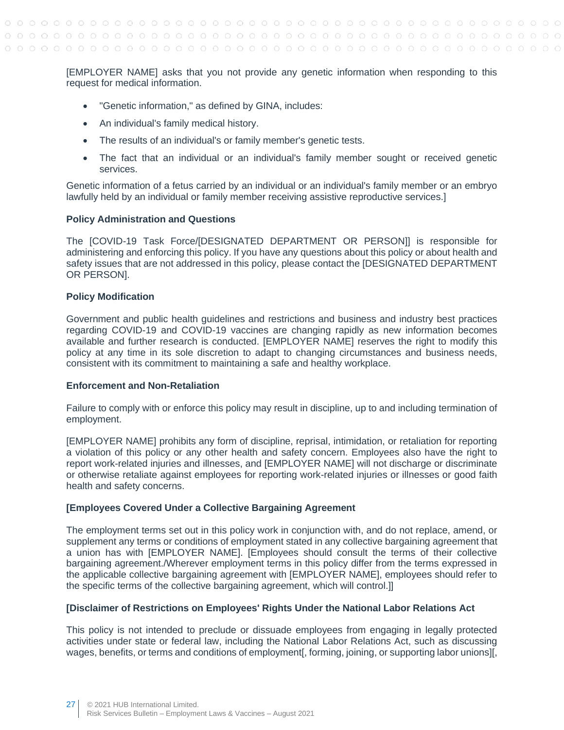[EMPLOYER NAME] asks that you not provide any genetic information when responding to this request for medical information.

- "Genetic information," as defined by GINA, includes:
- An individual's family medical history.
- The results of an individual's or family member's genetic tests.
- The fact that an individual or an individual's family member sought or received genetic services.

Genetic information of a fetus carried by an individual or an individual's family member or an embryo lawfully held by an individual or family member receiving assistive reproductive services.]

**Policy Administration and Questions**

The [COVID-19 Task Force/[DESIGNATED DEPARTMENT OR PERSON]] is responsible for administering and enforcing this policy. If you have any questions about this policy or about health and safety issues that are not addressed in this policy, please contact the [DESIGNATED DEPARTMENT OR PERSON].

**Policy Modification**

Government and public health guidelines and restrictions and business and industry best practices regarding COVID-19 and COVID-19 vaccines are changing rapidly as new information becomes available and further research is conducted. [EMPLOYER NAME] reserves the right to modify this policy at any time in its sole discretion to adapt to changing circumstances and business needs, consistent with its commitment to maintaining a safe and healthy workplace.

**Enforcement and Non-Retaliation**

Failure to comply with or enforce this policy may result in discipline, up to and including termination of employment.

[EMPLOYER NAME] prohibits any form of discipline, reprisal, intimidation, or retaliation for reporting a violation of this policy or any other health and safety concern. Employees also have the right to report work-related injuries and illnesses, and [EMPLOYER NAME] will not discharge or discriminate or otherwise retaliate against employees for reporting work-related injuries or illnesses or good faith health and safety concerns.

**[Employees Covered Under a Collective Bargaining Agreement**

The employment terms set out in this policy work in conjunction with, and do not replace, amend, or supplement any terms or conditions of employment stated in any collective bargaining agreement that a union has with [EMPLOYER NAME]. [Employees should consult the terms of their collective bargaining agreement./Wherever employment terms in this policy differ from the terms expressed in the applicable collective bargaining agreement with [EMPLOYER NAME], employees should refer to the specific terms of the collective bargaining agreement, which will control.]]

**[Disclaimer of Restrictions on Employees' Rights Under the National Labor Relations Act**

This policy is not intended to preclude or dissuade employees from engaging in legally protected activities under state or federal law, including the National Labor Relations Act, such as discussing wages, benefits, or terms and conditions of employment[, forming, joining, or supporting labor unions][,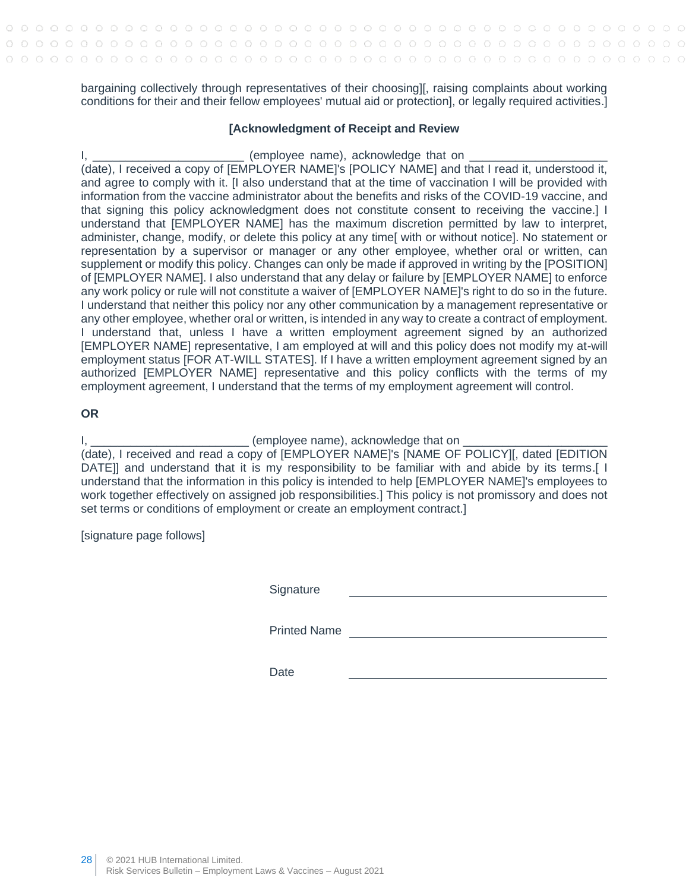bargaining collectively through representatives of their choosing][, raising complaints about working conditions for their and their fellow employees' mutual aid or protection], or legally required activities.]

### [Acknowledgment of Receipt and Review

I, _______________________ (employee name), acknowledge that on ____________________ (date), I received a copy of [EMPLOYER NAME]'s [POLICY NAME] and that I read it, understood it, and agree to comply with it. [I also understand that at the time of vaccination I will be provided with information from the vaccine administrator about the benefits and risks of the COVID-19 vaccine, and that signing this policy acknowledgment does not constitute consent to receiving the vaccine.] I understand that [EMPLOYER NAME] has the maximum discretion permitted by law to interpret, administer, change, modify, or delete this policy at any time[ with or without notice]. No statement or representation by a supervisor or manager or any other employee, whether oral or written, can supplement or modify this policy. Changes can only be made if approved in writing by the [POSITION] of [EMPLOYER NAME]. I also understand that any delay or failure by [EMPLOYER NAME] to enforce any work policy or rule will not constitute a waiver of [EMPLOYER NAME]'s right to do so in the future. I understand that neither this policy nor any other communication by a management representative or any other employee, whether oral or written, is intended in any way to create a contract of employment. I understand that, unless I have a written employment agreement signed by an authorized [EMPLOYER NAME] representative, I am employed at will and this policy does not modify my at-will employment status [FOR AT-WILL STATES]. If I have a written employment agreement signed by an authorized [EMPLOYER NAME] representative and this policy conflicts with the terms of my employment agreement, I understand that the terms of my employment agreement will control.

**OR**

I, _______________________ (employee name), acknowledge that on ____________________ (date), I received and read a copy of [EMPLOYER NAME]'s [NAME OF POLICY][, dated [EDITION DATE]] and understand that it is my responsibility to be familiar with and abide by its terms.[ I understand that the information in this policy is intended to help [EMPLOYER NAME]'s employees to work together effectively on assigned job responsibilities.] This policy is not promissory and does not set terms or conditions of employment or create an employment contract.]

[signature page follows]

Signature ______________________________

Printed Name ______________________________

Date ______________________________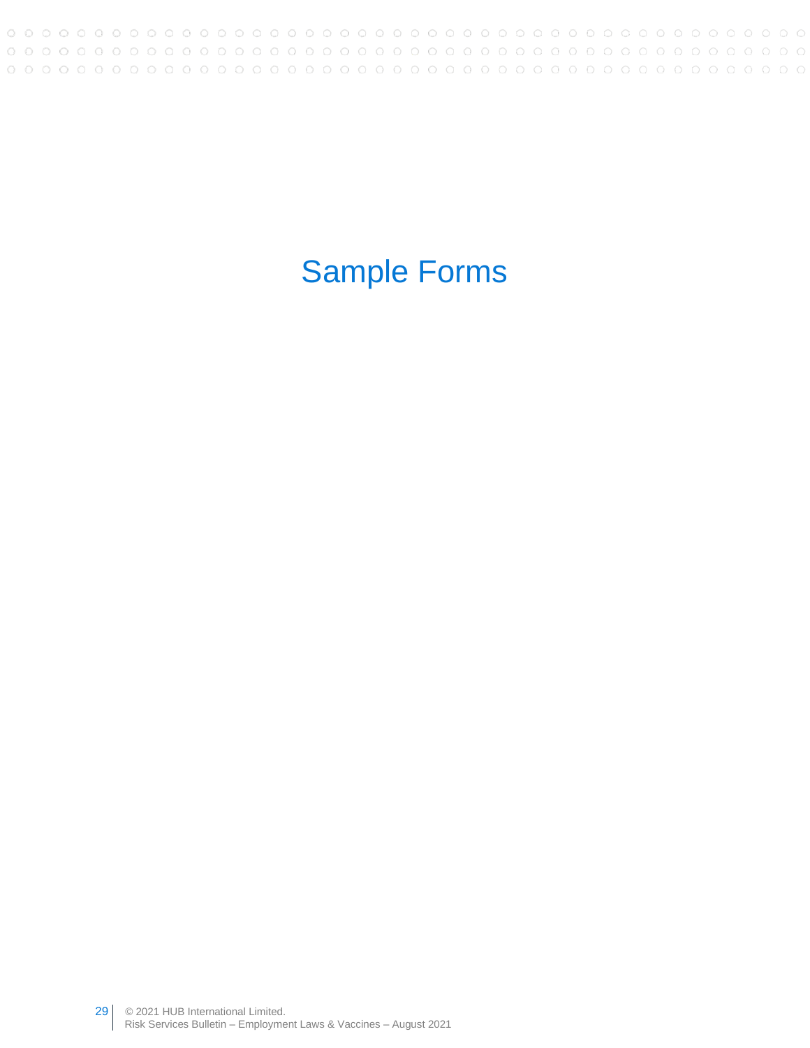# Sample Forms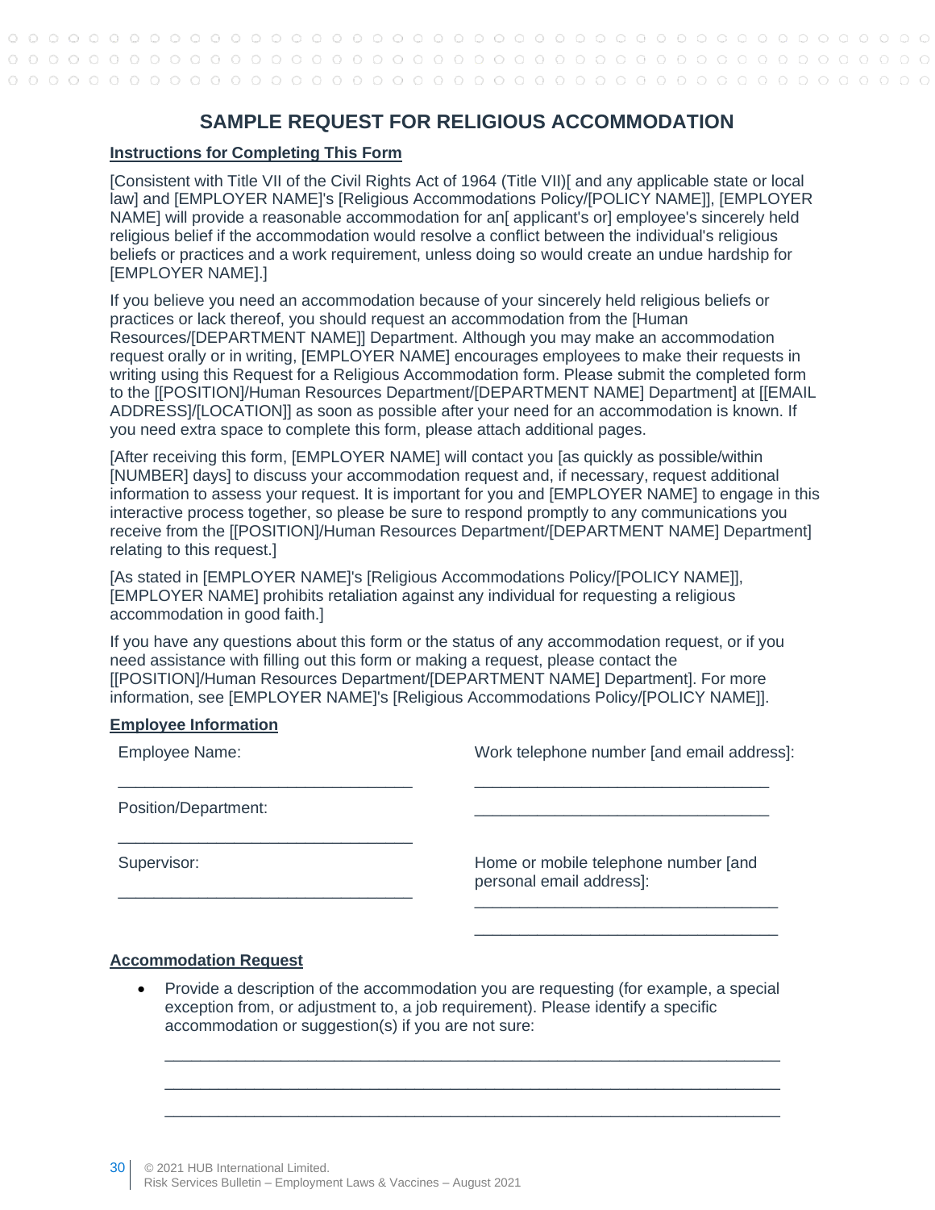# SAMPLE REQUEST FOR RELIGIOUS ACCOMMODATION

**Instructions for Completing This Form**

[Consistent with Title VII of the Civil Rights Act of 1964 (Title VII)[ and any applicable state or local law] and [EMPLOYER NAME]'s [Religious Accommodations Policy/[POLICY NAME]], [EMPLOYER NAME] will provide a reasonable accommodation for an[ applicant's or] employee's sincerely held religious belief if the accommodation would resolve a conflict between the individual's religious beliefs or practices and a work requirement, unless doing so would create an undue hardship for [EMPLOYER NAME].]

If you believe you need an accommodation because of your sincerely held religious beliefs or practices or lack thereof, you should request an accommodation from the [Human Resources/[DEPARTMENT NAME]] Department. Although you may make an accommodation request orally or in writing, [EMPLOYER NAME] encourages employees to make their requests in writing using this Request for a Religious Accommodation form. Please submit the completed form to the [[POSITION]/Human Resources Department/[DEPARTMENT NAME] Department] at [[EMAIL ADDRESS]/[LOCATION]] as soon as possible after your need for an accommodation is known. If you need extra space to complete this form, please attach additional pages.

[After receiving this form, [EMPLOYER NAME] will contact you [as quickly as possible/within [NUMBER] days] to discuss your accommodation request and, if necessary, request additional information to assess your request. It is important for you and [EMPLOYER NAME] to engage in this interactive process together, so please be sure to respond promptly to any communications you receive from the [[POSITION]/Human Resources Department/[DEPARTMENT NAME] Department] relating to this request.]

[As stated in [EMPLOYER NAME]'s [Religious Accommodations Policy/[POLICY NAME]], [EMPLOYER NAME] prohibits retaliation against any individual for requesting a religious accommodation in good faith.]

If you have any questions about this form or the status of any accommodation request, or if you need assistance with filling out this form or making a request, please contact the [[POSITION]/Human Resources Department/[DEPARTMENT NAME] Department]. For more information, see [EMPLOYER NAME]'s [Religious Accommodations Policy/[POLICY NAME]].

**Employee Information**

Employee Name:

________________________________

Position/Department:

________________________________

Supervisor:

________________________________

Work telephone number [and email address]:

________________________________

________________________________

Home or mobile telephone number [and personal email address]:

________________________________

________________________________

**Accommodation Request**

- Provide a description of the accommodation you are requesting (for example, a special exception from, or adjustment to, a job requirement). Please identify a specific accommodation or suggestion(s) if you are not sure:

  ________________________________________________________________

  ________________________________________________________________

  ________________________________________________________________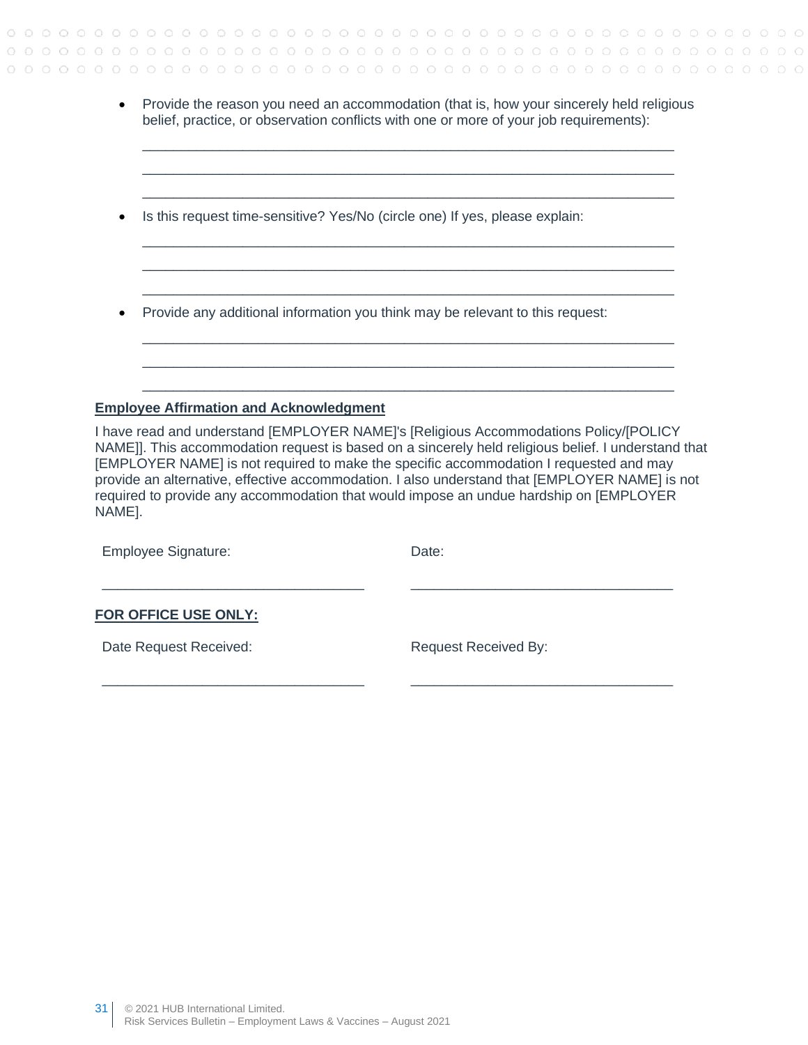- Provide the reason you need an accommodation (that is, how your sincerely held religious belief, practice, or observation conflicts with one or more of your job requirements):

  ______________________________________________________________________

  ______________________________________________________________________

  ______________________________________________________________________

- Is this request time-sensitive? Yes/No (circle one) If yes, please explain:

  ______________________________________________________________________

  ______________________________________________________________________

  ______________________________________________________________________

- Provide any additional information you think may be relevant to this request:

  ______________________________________________________________________

  ______________________________________________________________________

  ______________________________________________________________________

**Employee Affirmation and Acknowledgment**

I have read and understand [EMPLOYER NAME]'s [Religious Accommodations Policy/[POLICY NAME]]. This accommodation request is based on a sincerely held religious belief. I understand that [EMPLOYER NAME] is not required to make the specific accommodation I requested and may provide an alternative, effective accommodation. I also understand that [EMPLOYER NAME] is not required to provide any accommodation that would impose an undue hardship on [EMPLOYER NAME].

Employee Signature: ________________________________ Date: ________________________________

**FOR OFFICE USE ONLY:**

Date Request Received: ________________________________ Request Received By: ________________________________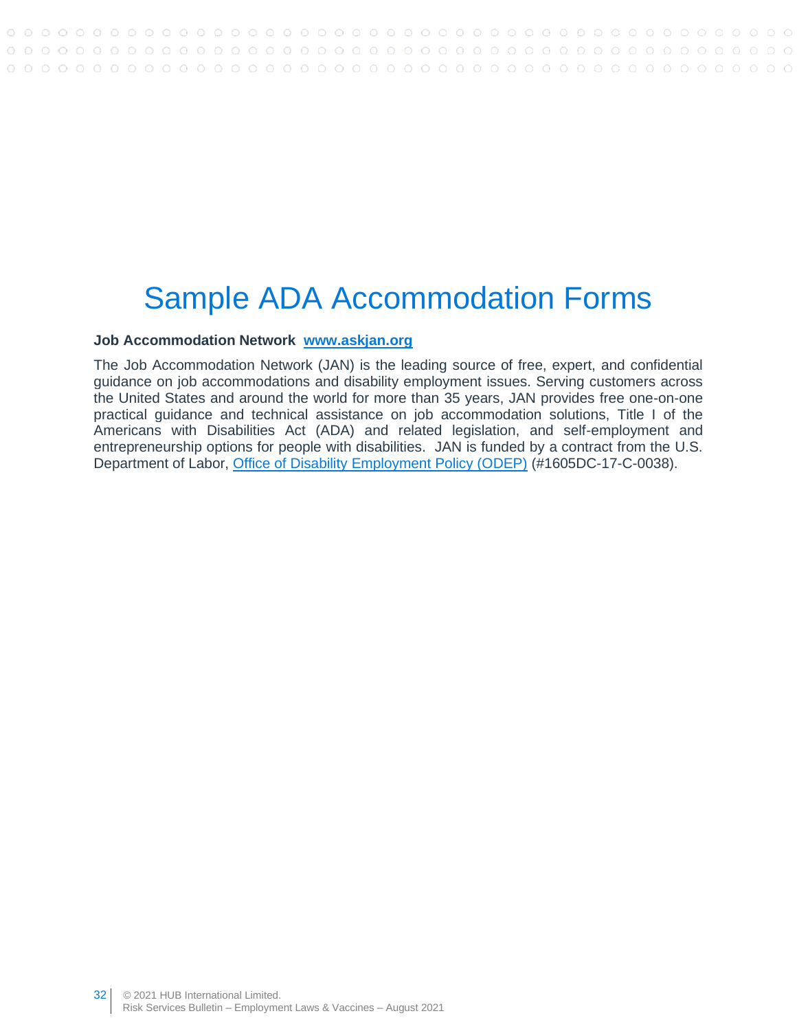# Sample ADA Accommodation Forms

**Job Accommodation Network** **www.askjan.org**

The Job Accommodation Network (JAN) is the leading source of free, expert, and confidential guidance on job accommodations and disability employment issues. Serving customers across the United States and around the world for more than 35 years, JAN provides free one-on-one practical guidance and technical assistance on job accommodation solutions, Title I of the Americans with Disabilities Act (ADA) and related legislation, and self-employment and entrepreneurship options for people with disabilities. JAN is funded by a contract from the U.S. Department of Labor, Office of Disability Employment Policy (ODEP) (#1605DC-17-C-0038).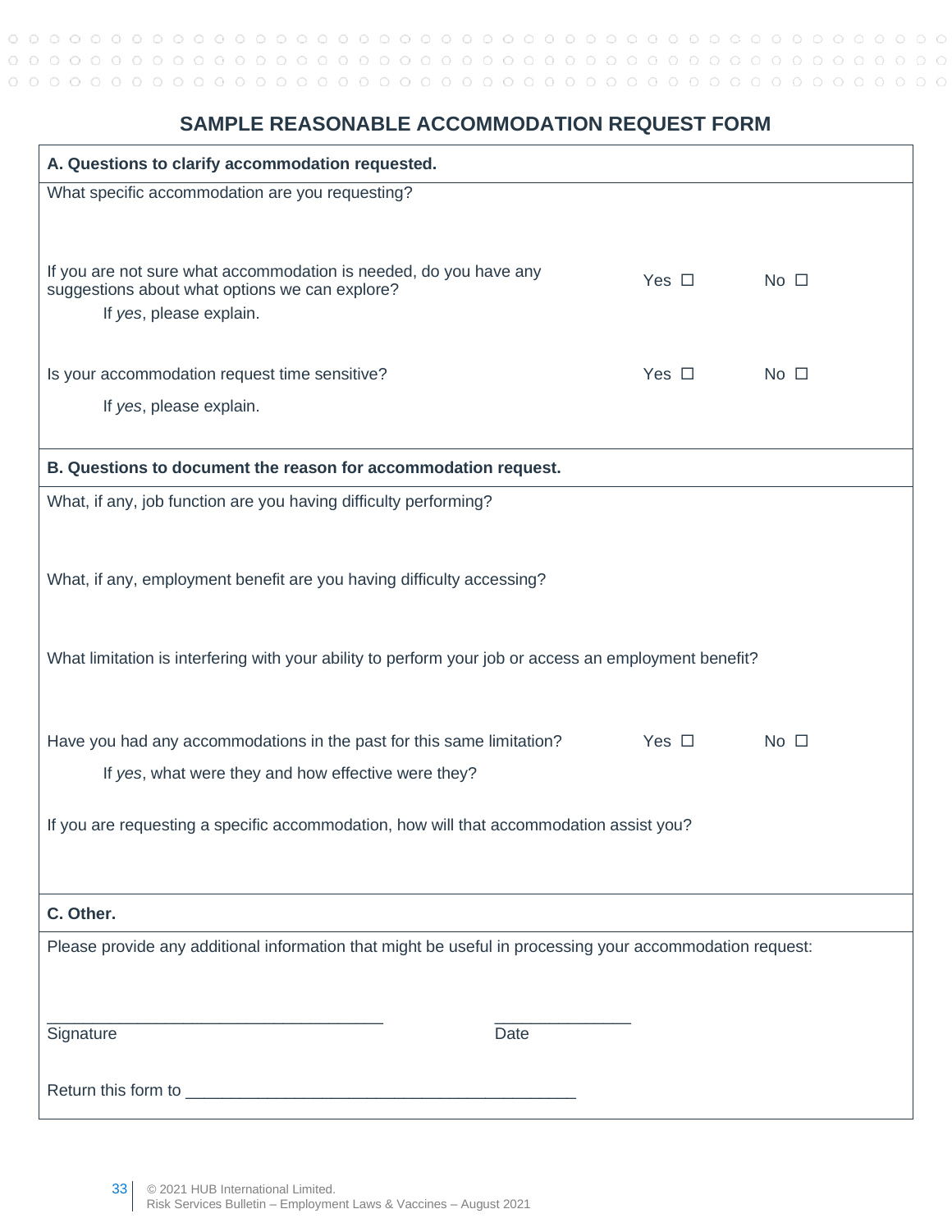# SAMPLE REASONABLE ACCOMMODATION REQUEST FORM

**A. Questions to clarify accommodation requested.**

What specific accommodation are you requesting?

If you are not sure what accommodation is needed, do you have any suggestions about what options we can explore? Yes ☐ No ☐

If *yes*, please explain.

Is your accommodation request time sensitive? Yes ☐ No ☐

If *yes*, please explain.

**B. Questions to document the reason for accommodation request.**

What, if any, job function are you having difficulty performing?

What, if any, employment benefit are you having difficulty accessing?

What limitation is interfering with your ability to perform your job or access an employment benefit?

Have you had any accommodations in the past for this same limitation? Yes ☐ No ☐

If *yes*, what were they and how effective were they?

If you are requesting a specific accommodation, how will that accommodation assist you?

**C. Other.**

Please provide any additional information that might be useful in processing your accommodation request:

___________________________________ Signature

______________ Date

Return this form to ________________________________________

© 2021 HUB International Limited.
Risk Services Bulletin – Employment Laws & Vaccines – August 2021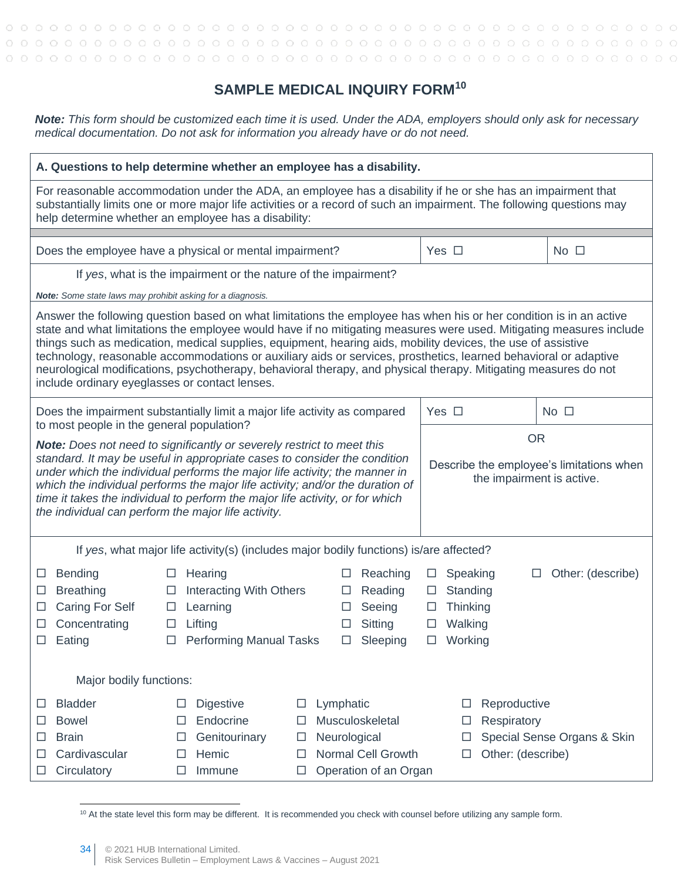# SAMPLE MEDICAL INQUIRY FORM[10]

***Note:** This form should be customized each time it is used. Under the ADA, employers should only ask for necessary medical documentation. Do not ask for information you already have or do not need.*

**A. Questions to help determine whether an employee has a disability.**

For reasonable accommodation under the ADA, an employee has a disability if he or she has an impairment that substantially limits one or more major life activities or a record of such an impairment. The following questions may help determine whether an employee has a disability:

| Does the employee have a physical or mental impairment? | Yes ☐ | No ☐ |
|---|---|---|

If *yes*, what is the impairment or the nature of the impairment?

***Note:** Some state laws may prohibit asking for a diagnosis.*

Answer the following question based on what limitations the employee has when his or her condition is in an active state and what limitations the employee would have if no mitigating measures were used. Mitigating measures include things such as medication, medical supplies, equipment, hearing aids, mobility devices, the use of assistive technology, reasonable accommodations or auxiliary aids or services, prosthetics, learned behavioral or adaptive neurological modifications, psychotherapy, behavioral therapy, and physical therapy. Mitigating measures do not include ordinary eyeglasses or contact lenses.

| Does the impairment substantially limit a major life activity as compared to most people in the general population? | Yes ☐ | No ☐ |
|---|---|---|
| ***Note:** Does not need to significantly or severely restrict to meet this standard. It may be useful in appropriate cases to consider the condition under which the individual performs the major life activity; the manner in which the individual performs the major life activity; and/or the duration of time it takes the individual to perform the major life activity, or for which the individual can perform the major life activity.* | OR<br><br>Describe the employee's limitations when the impairment is active. | |

If *yes*, what major life activity(s) (includes major bodily functions) is/are affected?

| | | | | |
|---|---|---|---|---|
| ☐ Bending | ☐ Hearing | ☐ Reaching | ☐ Speaking | ☐ Other: (describe) |
| ☐ Breathing | ☐ Interacting With Others | ☐ Reading | ☐ Standing | |
| ☐ Caring For Self | ☐ Learning | ☐ Seeing | ☐ Thinking | |
| ☐ Concentrating | ☐ Lifting | ☐ Sitting | ☐ Walking | |
| ☐ Eating | ☐ Performing Manual Tasks | ☐ Sleeping | ☐ Working | |

Major bodily functions:

| | | | |
|---|---|---|---|
| ☐ Bladder | ☐ Digestive | ☐ Lymphatic | ☐ Reproductive |
| ☐ Bowel | ☐ Endocrine | ☐ Musculoskeletal | ☐ Respiratory |
| ☐ Brain | ☐ Genitourinary | ☐ Neurological | ☐ Special Sense Organs & Skin |
| ☐ Cardivascular | ☐ Hemic | ☐ Normal Cell Growth | ☐ Other: (describe) |
| ☐ Circulatory | ☐ Immune | ☐ Operation of an Organ | |

[10] At the state level this form may be different. It is recommended you check with counsel before utilizing any sample form.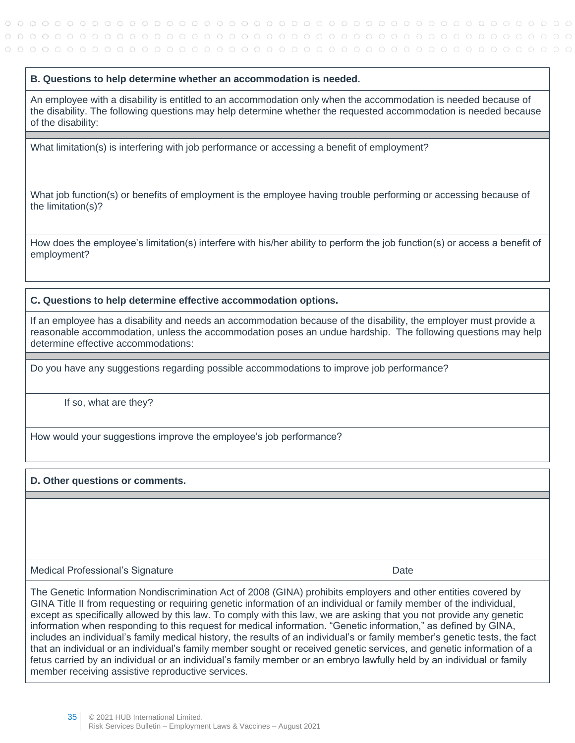**B. Questions to help determine whether an accommodation is needed.**

An employee with a disability is entitled to an accommodation only when the accommodation is needed because of the disability. The following questions may help determine whether the requested accommodation is needed because of the disability:

What limitation(s) is interfering with job performance or accessing a benefit of employment?

What job function(s) or benefits of employment is the employee having trouble performing or accessing because of the limitation(s)?

How does the employee's limitation(s) interfere with his/her ability to perform the job function(s) or access a benefit of employment?

**C. Questions to help determine effective accommodation options.**

If an employee has a disability and needs an accommodation because of the disability, the employer must provide a reasonable accommodation, unless the accommodation poses an undue hardship. The following questions may help determine effective accommodations:

Do you have any suggestions regarding possible accommodations to improve job performance?

If so, what are they?

How would your suggestions improve the employee's job performance?

**D. Other questions or comments.**

Medical Professional's Signature Date

The Genetic Information Nondiscrimination Act of 2008 (GINA) prohibits employers and other entities covered by GINA Title II from requesting or requiring genetic information of an individual or family member of the individual, except as specifically allowed by this law. To comply with this law, we are asking that you not provide any genetic information when responding to this request for medical information. "Genetic information," as defined by GINA, includes an individual's family medical history, the results of an individual's or family member's genetic tests, the fact that an individual or an individual's family member sought or received genetic services, and genetic information of a fetus carried by an individual or an individual's family member or an embryo lawfully held by an individual or family member receiving assistive reproductive services.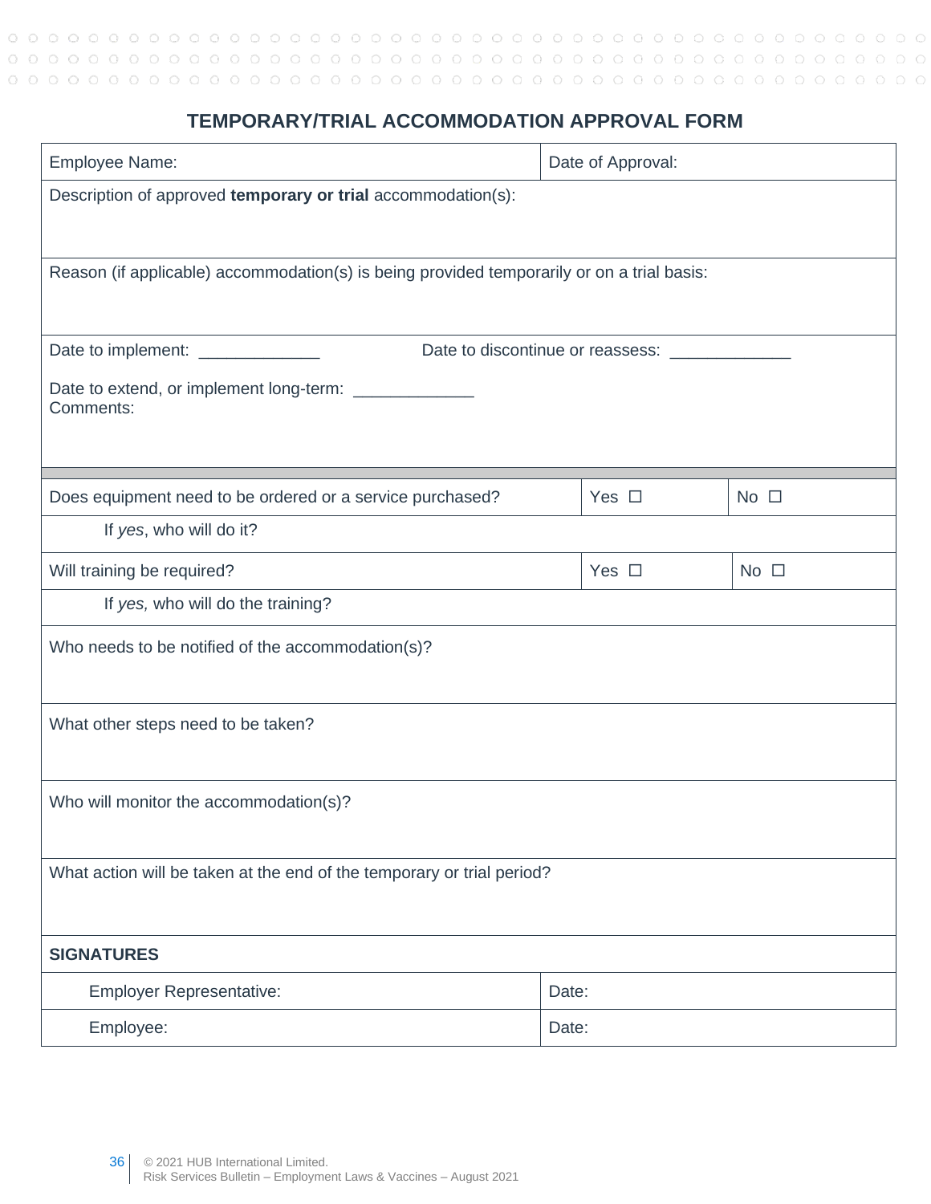## TEMPORARY/TRIAL ACCOMMODATION APPROVAL FORM

| Employee Name: | Date of Approval: |
|---|---|
| Description of approved **temporary or trial** accommodation(s): | |
| Reason (if applicable) accommodation(s) is being provided temporarily or on a trial basis: | |
| Date to implement: _____________ Date to discontinue or reassess: _____________<br>Date to extend, or implement long-term: _____________<br>Comments: | |

| Does equipment need to be ordered or a service purchased? | Yes ☐ | No ☐ |
|---|---|---|
| If *yes*, who will do it? | | |
| Will training be required? | Yes ☐ | No ☐ |
| If *yes,* who will do the training? | | |
| Who needs to be notified of the accommodation(s)? | | |
| What other steps need to be taken? | | |
| Who will monitor the accommodation(s)? | | |
| What action will be taken at the end of the temporary or trial period? | | |

| **SIGNATURES** | |
|---|---|
| Employer Representative: | Date: |
| Employee: | Date: |

© 2021 HUB International Limited.
Risk Services Bulletin – Employment Laws & Vaccines – August 2021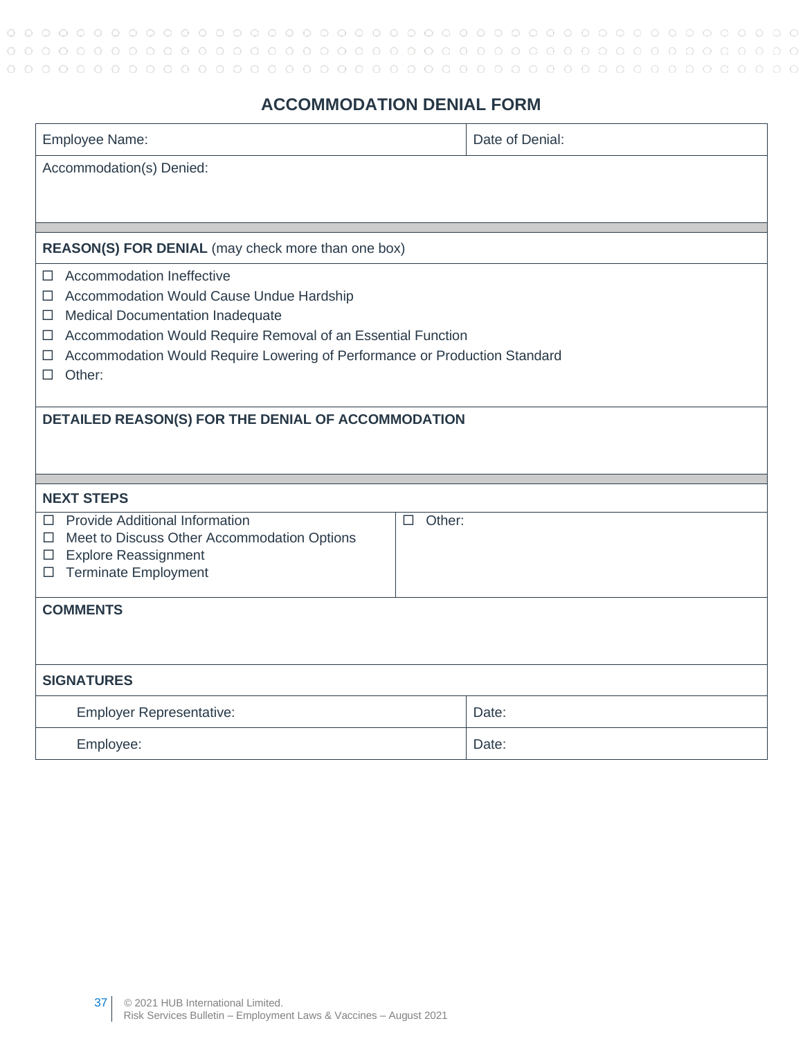## ACCOMMODATION DENIAL FORM

| Employee Name: | Date of Denial: |
|---|---|
| Accommodation(s) Denied: | |

**REASON(S) FOR DENIAL** (may check more than one box)

- ☐ Accommodation Ineffective
- ☐ Accommodation Would Cause Undue Hardship
- ☐ Medical Documentation Inadequate
- ☐ Accommodation Would Require Removal of an Essential Function
- ☐ Accommodation Would Require Lowering of Performance or Production Standard
- ☐ Other:

**DETAILED REASON(S) FOR THE DENIAL OF ACCOMMODATION**

**NEXT STEPS**

| | |
|---|---|
| ☐ Provide Additional Information<br>☐ Meet to Discuss Other Accommodation Options<br>☐ Explore Reassignment<br>☐ Terminate Employment | ☐ Other: |

**COMMENTS**

**SIGNATURES**

| | |
|---|---|
| Employer Representative: | Date: |
| Employee: | Date: |

© 2021 HUB International Limited.
Risk Services Bulletin – Employment Laws & Vaccines – August 2021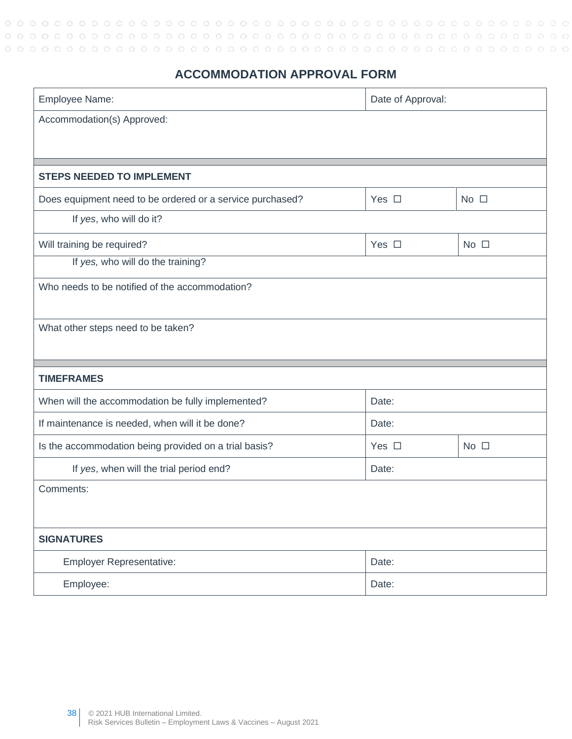## ACCOMMODATION APPROVAL FORM

| | | |
|---|---|---|
| Employee Name: | Date of Approval: | |
| Accommodation(s) Approved: | | |
| **STEPS NEEDED TO IMPLEMENT** | | |
| Does equipment need to be ordered or a service purchased? | Yes ☐ | No ☐ |
| If *yes*, who will do it? | | |
| Will training be required? | Yes ☐ | No ☐ |
| If *yes,* who will do the training? | | |
| Who needs to be notified of the accommodation? | | |
| What other steps need to be taken? | | |
| **TIMEFRAMES** | | |
| When will the accommodation be fully implemented? | Date: | |
| If maintenance is needed, when will it be done? | Date: | |
| Is the accommodation being provided on a trial basis? | Yes ☐ | No ☐ |
| If *yes*, when will the trial period end? | Date: | |
| Comments: | | |
| **SIGNATURES** | | |
| Employer Representative: | Date: | |
| Employee: | Date: | |

© 2021 HUB International Limited.
Risk Services Bulletin – Employment Laws & Vaccines – August 2021